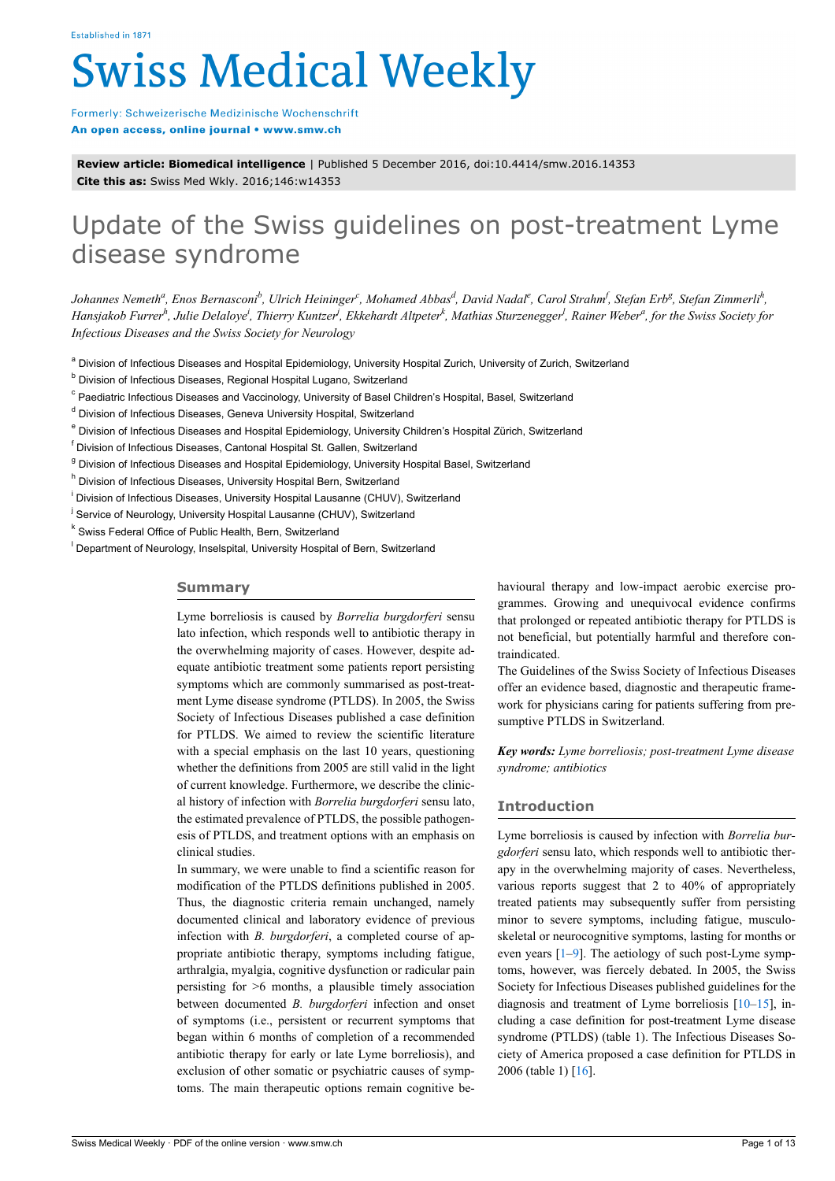Established in 1871

# Swiss Medical Weekly

Formerly: Schweizerische Medizinische Wochenschrift
**An open access, online journal • www.smw.ch**

**Review article: Biomedical intelligence** | Published 5 December 2016, doi:10.4414/smw.2016.14353
**Cite this as:** Swiss Med Wkly. 2016;146:w14353

# Update of the Swiss guidelines on post-treatment Lyme disease syndrome

*Johannes Nemeth[a], Enos Bernasconi[b], Ulrich Heininger[c], Mohamed Abbas[d], David Nadal[e], Carol Strahm[f], Stefan Erb[g], Stefan Zimmerli[h], Hansjakob Furrer[h], Julie Delaloye[i], Thierry Kuntzer[j], Ekkehardt Altpeter[k], Mathias Sturzenegger[l], Rainer Weber[a], for the Swiss Society for Infectious Diseases and the Swiss Society for Neurology*

[a] Division of Infectious Diseases and Hospital Epidemiology, University Hospital Zurich, University of Zurich, Switzerland
[b] Division of Infectious Diseases, Regional Hospital Lugano, Switzerland
[c] Paediatric Infectious Diseases and Vaccinology, University of Basel Children's Hospital, Basel, Switzerland
[d] Division of Infectious Diseases, Geneva University Hospital, Switzerland
[e] Division of Infectious Diseases and Hospital Epidemiology, University Children's Hospital Zürich, Switzerland
[f] Division of Infectious Diseases, Cantonal Hospital St. Gallen, Switzerland
[g] Division of Infectious Diseases and Hospital Epidemiology, University Hospital Basel, Switzerland
[h] Division of Infectious Diseases, University Hospital Bern, Switzerland
[i] Division of Infectious Diseases, University Hospital Lausanne (CHUV), Switzerland
[j] Service of Neurology, University Hospital Lausanne (CHUV), Switzerland
[k] Swiss Federal Office of Public Health, Bern, Switzerland
[l] Department of Neurology, Inselspital, University Hospital of Bern, Switzerland

## Summary

Lyme borreliosis is caused by *Borrelia burgdorferi* sensu lato infection, which responds well to antibiotic therapy in the overwhelming majority of cases. However, despite adequate antibiotic treatment some patients report persisting symptoms which are commonly summarised as post-treatment Lyme disease syndrome (PTLDS). In 2005, the Swiss Society of Infectious Diseases published a case definition for PTLDS. We aimed to review the scientific literature with a special emphasis on the last 10 years, questioning whether the definitions from 2005 are still valid in the light of current knowledge. Furthermore, we describe the clinical history of infection with *Borrelia burgdorferi* sensu lato, the estimated prevalence of PTLDS, the possible pathogenesis of PTLDS, and treatment options with an emphasis on clinical studies.

In summary, we were unable to find a scientific reason for modification of the PTLDS definitions published in 2005. Thus, the diagnostic criteria remain unchanged, namely documented clinical and laboratory evidence of previous infection with *B. burgdorferi*, a completed course of appropriate antibiotic therapy, symptoms including fatigue, arthralgia, myalgia, cognitive dysfunction or radicular pain persisting for >6 months, a plausible timely association between documented *B. burgdorferi* infection and onset of symptoms (i.e., persistent or recurrent symptoms that began within 6 months of completion of a recommended antibiotic therapy for early or late Lyme borreliosis), and exclusion of other somatic or psychiatric causes of symptoms. The main therapeutic options remain cognitive behavioural therapy and low-impact aerobic exercise programmes. Growing and unequivocal evidence confirms that prolonged or repeated antibiotic therapy for PTLDS is not beneficial, but potentially harmful and therefore contraindicated.

The Guidelines of the Swiss Society of Infectious Diseases offer an evidence based, diagnostic and therapeutic framework for physicians caring for patients suffering from presumptive PTLDS in Switzerland.

***Key words:*** *Lyme borreliosis; post-treatment Lyme disease syndrome; antibiotics*

## Introduction

Lyme borreliosis is caused by infection with *Borrelia burgdorferi* sensu lato, which responds well to antibiotic therapy in the overwhelming majority of cases. Nevertheless, various reports suggest that 2 to 40% of appropriately treated patients may subsequently suffer from persisting minor to severe symptoms, including fatigue, musculoskeletal or neurocognitive symptoms, lasting for months or even years [1–9]. The aetiology of such post-Lyme symptoms, however, was fiercely debated. In 2005, the Swiss Society for Infectious Diseases published guidelines for the diagnosis and treatment of Lyme borreliosis [10–15], including a case definition for post-treatment Lyme disease syndrome (PTLDS) (table 1). The Infectious Diseases Society of America proposed a case definition for PTLDS in 2006 (table 1) [16].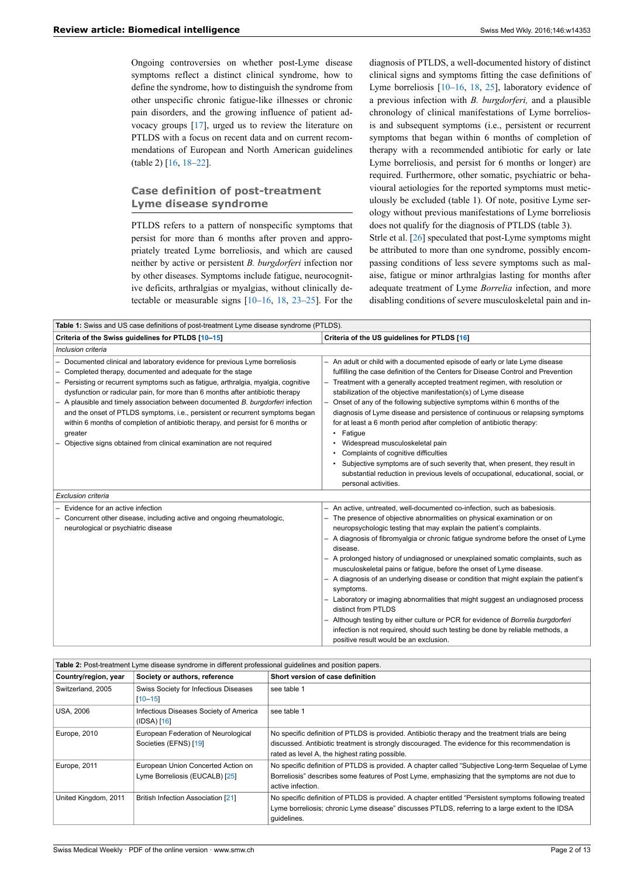Ongoing controversies on whether post-Lyme disease symptoms reflect a distinct clinical syndrome, how to define the syndrome, how to distinguish the syndrome from other unspecific chronic fatigue-like illnesses or chronic pain disorders, and the growing influence of patient advocacy groups [17], urged us to review the literature on PTLDS with a focus on recent data and on current recommendations of European and North American guidelines (table 2) [16, 18–22].

## Case definition of post-treatment Lyme disease syndrome

PTLDS refers to a pattern of nonspecific symptoms that persist for more than 6 months after proven and appropriately treated Lyme borreliosis, and which are caused neither by active or persistent *B. burgdorferi* infection nor by other diseases. Symptoms include fatigue, neurocognitive deficits, arthralgias or myalgias, without clinically detectable or measurable signs [10–16, 18, 23–25]. For the diagnosis of PTLDS, a well-documented history of distinct clinical signs and symptoms fitting the case definitions of Lyme borreliosis [10–16, 18, 25], laboratory evidence of a previous infection with *B. burgdorferi,* and a plausible chronology of clinical manifestations of Lyme borreliosis and subsequent symptoms (i.e., persistent or recurrent symptoms that began within 6 months of completion of therapy with a recommended antibiotic for early or late Lyme borreliosis, and persist for 6 months or longer) are required. Furthermore, other somatic, psychiatric or behavioural aetiologies for the reported symptoms must meticulously be excluded (table 1). Of note, positive Lyme serology without previous manifestations of Lyme borreliosis does not qualify for the diagnosis of PTLDS (table 3).

Strle et al. [26] speculated that post-Lyme symptoms might be attributed to more than one syndrome, possibly encompassing conditions of less severe symptoms such as malaise, fatigue or minor arthralgias lasting for months after adequate treatment of Lyme *Borrelia* infection, and more disabling conditions of severe musculoskeletal pain and in-

**Table 1:** Swiss and US case definitions of post-treatment Lyme disease syndrome (PTLDS).

| **Criteria of the Swiss guidelines for PTLDS [10–15]** | **Criteria of the US guidelines for PTLDS [16]** |
|---|---|
| *Inclusion criteria* | |
| – Documented clinical and laboratory evidence for previous Lyme borreliosis<br>– Completed therapy, documented and adequate for the stage<br>– Persisting or recurrent symptoms such as fatigue, arthralgia, myalgia, cognitive dysfunction or radicular pain, for more than 6 months after antibiotic therapy<br>– A plausible and timely association between documented *B. burgdorferi* infection and the onset of PTLDS symptoms, i.e., persistent or recurrent symptoms began within 6 months of completion of antibiotic therapy, and persist for 6 months or greater<br>– Objective signs obtained from clinical examination are not required | – An adult or child with a documented episode of early or late Lyme disease fulfilling the case definition of the Centers for Disease Control and Prevention<br>– Treatment with a generally accepted treatment regimen, with resolution or stabilization of the objective manifestation(s) of Lyme disease<br>– Onset of any of the following subjective symptoms within 6 months of the diagnosis of Lyme disease and persistence of continuous or relapsing symptoms for at least a 6 month period after completion of antibiotic therapy:<br>• Fatigue<br>• Widespread musculoskeletal pain<br>• Complaints of cognitive difficulties<br>• Subjective symptoms are of such severity that, when present, they result in substantial reduction in previous levels of occupational, educational, social, or personal activities. |
| *Exclusion criteria* | |
| – Evidence for an active infection<br>– Concurrent other disease, including active and ongoing rheumatologic, neurological or psychiatric disease | – An active, untreated, well-documented co-infection, such as babesiosis.<br>– The presence of objective abnormalities on physical examination or on neuropsychologic testing that may explain the patient's complaints.<br>– A diagnosis of fibromyalgia or chronic fatigue syndrome before the onset of Lyme disease.<br>– A prolonged history of undiagnosed or unexplained somatic complaints, such as musculoskeletal pains or fatigue, before the onset of Lyme disease.<br>– A diagnosis of an underlying disease or condition that might explain the patient's symptoms.<br>– Laboratory or imaging abnormalities that might suggest an undiagnosed process distinct from PTLDS<br>– Although testing by either culture or PCR for evidence of *Borrelia burgdorferi* infection is not required, should such testing be done by reliable methods, a positive result would be an exclusion. |

**Table 2:** Post-treatment Lyme disease syndrome in different professional guidelines and position papers.

| **Country/region, year** | **Society or authors, reference** | **Short version of case definition** |
|---|---|---|
| Switzerland, 2005 | Swiss Society for Infectious Diseases [10–15] | see table 1 |
| USA, 2006 | Infectious Diseases Society of America (IDSA) [16] | see table 1 |
| Europe, 2010 | European Federation of Neurological Societies (EFNS) [19] | No specific definition of PTLDS is provided. Antibiotic therapy and the treatment trials are being discussed. Antibiotic treatment is strongly discouraged. The evidence for this recommendation is rated as level A, the highest rating possible. |
| Europe, 2011 | European Union Concerted Action on Lyme Borreliosis (EUCALB) [25] | No specific definition of PTLDS is provided. A chapter called "Subjective Long-term Sequelae of Lyme Borreliosis" describes some features of Post Lyme, emphasizing that the symptoms are not due to active infection. |
| United Kingdom, 2011 | British Infection Association [21] | No specific definition of PTLDS is provided. A chapter entitled "Persistent symptoms following treated Lyme borreliosis; chronic Lyme disease" discusses PTLDS, referring to a large extent to the IDSA guidelines. |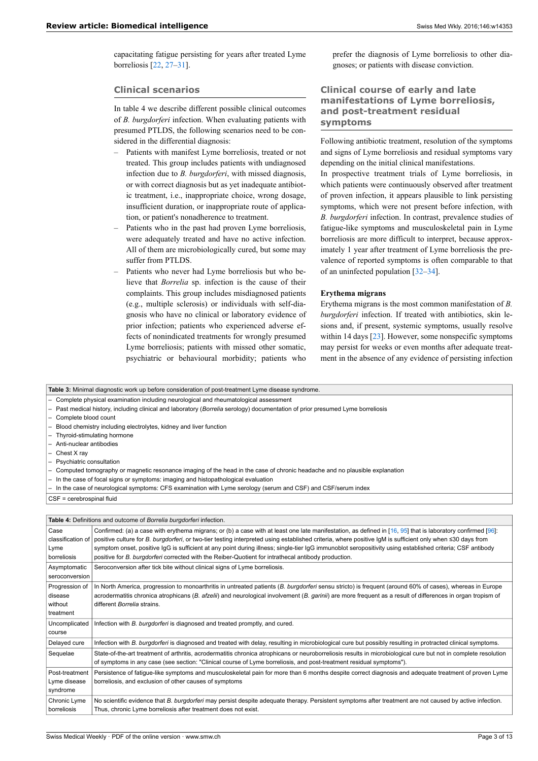capacitating fatigue persisting for years after treated Lyme borreliosis [22, 27–31].

## Clinical scenarios

In table 4 we describe different possible clinical outcomes of *B. burgdorferi* infection. When evaluating patients with presumed PTLDS, the following scenarios need to be considered in the differential diagnosis:

– Patients with manifest Lyme borreliosis, treated or not treated. This group includes patients with undiagnosed infection due to *B. burgdorferi*, with missed diagnosis, or with correct diagnosis but as yet inadequate antibiotic treatment, i.e., inappropriate choice, wrong dosage, insufficient duration, or inappropriate route of application, or patient's nonadherence to treatment.

– Patients who in the past had proven Lyme borreliosis, were adequately treated and have no active infection. All of them are microbiologically cured, but some may suffer from PTLDS.

– Patients who never had Lyme borreliosis but who believe that *Borrelia* sp. infection is the cause of their complaints. This group includes misdiagnosed patients (e.g., multiple sclerosis) or individuals with self-diagnosis who have no clinical or laboratory evidence of prior infection; patients who experienced adverse effects of nonindicated treatments for wrongly presumed Lyme borreliosis; patients with missed other somatic, psychiatric or behavioural morbidity; patients who prefer the diagnosis of Lyme borreliosis to other diagnoses; or patients with disease conviction.

## Clinical course of early and late manifestations of Lyme borreliosis, and post-treatment residual symptoms

Following antibiotic treatment, resolution of the symptoms and signs of Lyme borreliosis and residual symptoms vary depending on the initial clinical manifestations.

In prospective treatment trials of Lyme borreliosis, in which patients were continuously observed after treatment of proven infection, it appears plausible to link persisting symptoms, which were not present before infection, with *B. burgdorferi* infection. In contrast, prevalence studies of fatigue-like symptoms and musculoskeletal pain in Lyme borreliosis are more difficult to interpret, because approximately 1 year after treatment of Lyme borreliosis the prevalence of reported symptoms is often comparable to that of an uninfected population [32–34].

### Erythema migrans

Erythema migrans is the most common manifestation of *B. burgdorferi* infection. If treated with antibiotics, skin lesions and, if present, systemic symptoms, usually resolve within 14 days [23]. However, some nonspecific symptoms may persist for weeks or even months after adequate treatment in the absence of any evidence of persisting infection

**Table 3:** Minimal diagnostic work up before consideration of post-treatment Lyme disease syndrome.

– Complete physical examination including neurological and rheumatological assessment
– Past medical history, including clinical and laboratory (*Borrelia* serology) documentation of prior presumed Lyme borreliosis
– Complete blood count
– Blood chemistry including electrolytes, kidney and liver function
– Thyroid-stimulating hormone
– Anti-nuclear antibodies
– Chest X ray
– Psychiatric consultation
– Computed tomography or magnetic resonance imaging of the head in the case of chronic headache and no plausible explanation
– In the case of focal signs or symptoms: imaging and histopathological evaluation
– In the case of neurological symptoms: CFS examination with Lyme serology (serum and CSF) and CSF/serum index

CSF = cerebrospinal fluid

**Table 4:** Definitions and outcome of *Borrelia burgdorferi* infection.

| | |
|---|---|
| Case classification of Lyme borreliosis | Confirmed: (a) a case with erythema migrans; or (b) a case with at least one late manifestation, as defined in [16, 95] that is laboratory confirmed [96]: positive culture for *B. burgdorferi*, or two-tier testing interpreted using established criteria, where positive IgM is sufficient only when ≤30 days from symptom onset, positive IgG is sufficient at any point during illness; single-tier IgG immunoblot seropositivity using established criteria; CSF antibody positive for *B. burgdorferi* corrected with the Reiber-Quotient for intrathecal antibody production. |
| Asymptomatic seroconversion | Seroconversion after tick bite without clinical signs of Lyme borreliosis. |
| Progression of disease without treatment | In North America, progression to monoarthritis in untreated patients (*B. burgdorferi* sensu stricto) is frequent (around 60% of cases), whereas in Europe acrodermatitis chronica atrophicans (*B. afzelii*) and neurological involvement (*B. garinii*) are more frequent as a result of differences in organ tropism of different *Borrelia* strains. |
| Uncomplicated course | Infection with *B. burgdorferi* is diagnosed and treated promptly, and cured. |
| Delayed cure | Infection with *B. burgdorferi* is diagnosed and treated with delay, resulting in microbiological cure but possibly resulting in protracted clinical symptoms. |
| Sequelae | State-of-the-art treatment of arthritis, acrodermatitis chronica atrophicans or neuroborreliosis results in microbiological cure but not in complete resolution of symptoms in any case (see section: "Clinical course of Lyme borreliosis, and post-treatment residual symptoms"). |
| Post-treatment Lyme disease syndrome | Persistence of fatigue-like symptoms and musculoskeletal pain for more than 6 months despite correct diagnosis and adequate treatment of proven Lyme borreliosis, and exclusion of other causes of symptoms |
| Chronic Lyme borreliosis | No scientific evidence that *B. burgdorferi* may persist despite adequate therapy. Persistent symptoms after treatment are not caused by active infection. Thus, chronic Lyme borreliosis after treatment does not exist. |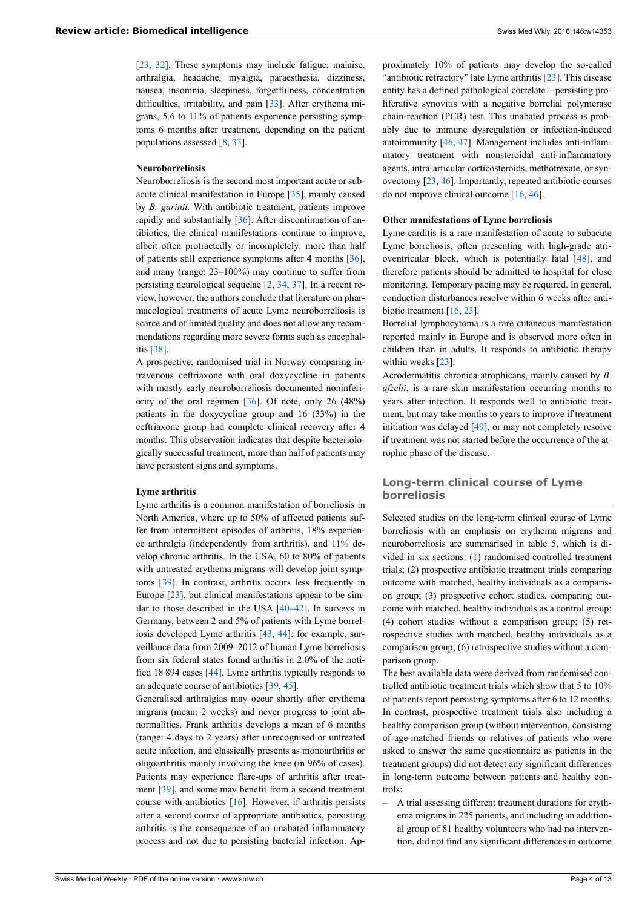[23, 32]. These symptoms may include fatigue, malaise, arthralgia, headache, myalgia, paraesthesia, dizziness, nausea, insomnia, sleepiness, forgetfulness, concentration difficulties, irritability, and pain [33]. After erythema migrans, 5.6 to 11% of patients experience persisting symptoms 6 months after treatment, depending on the patient populations assessed [8, 33].

**Neuroborreliosis**

Neuroborreliosis is the second most important acute or subacute clinical manifestation in Europe [35], mainly caused by *B. garinii*. With antibiotic treatment, patients improve rapidly and substantially [36]. After discontinuation of antibiotics, the clinical manifestations continue to improve, albeit often protractedly or incompletely: more than half of patients still experience symptoms after 4 months [36], and many (range: 23–100%) may continue to suffer from persisting neurological sequelae [2, 34, 37]. In a recent review, however, the authors conclude that literature on pharmacological treatments of acute Lyme neuroborreliosis is scarce and of limited quality and does not allow any recommendations regarding more severe forms such as encephalitis [38].

A prospective, randomised trial in Norway comparing intravenous ceftriaxone with oral doxycycline in patients with mostly early neuroborreliosis documented noninferiority of the oral regimen [36]. Of note, only 26 (48%) patients in the doxycycline group and 16 (33%) in the ceftriaxone group had complete clinical recovery after 4 months. This observation indicates that despite bacteriologically successful treatment, more than half of patients may have persistent signs and symptoms.

**Lyme arthritis**

Lyme arthritis is a common manifestation of borreliosis in North America, where up to 50% of affected patients suffer from intermittent episodes of arthritis, 18% experience arthralgia (independently from arthritis), and 11% develop chronic arthritis. In the USA, 60 to 80% of patients with untreated erythema migrans will develop joint symptoms [39]. In contrast, arthritis occurs less frequently in Europe [23], but clinical manifestations appear to be similar to those described in the USA [40–42]. In surveys in Germany, between 2 and 5% of patients with Lyme borreliosis developed Lyme arthritis [43, 44]: for example, surveillance data from 2009–2012 of human Lyme borreliosis from six federal states found arthritis in 2.0% of the notified 18 894 cases [44]. Lyme arthritis typically responds to an adequate course of antibiotics [39, 45].

Generalised arthralgias may occur shortly after erythema migrans (mean: 2 weeks) and never progress to joint abnormalities. Frank arthritis develops a mean of 6 months (range: 4 days to 2 years) after unrecognised or untreated acute infection, and classically presents as monoarthritis or oligoarthritis mainly involving the knee (in 96% of cases). Patients may experience flare-ups of arthritis after treatment [39], and some may benefit from a second treatment course with antibiotics [16]. However, if arthritis persists after a second course of appropriate antibiotics, persisting arthritis is the consequence of an unabated inflammatory process and not due to persisting bacterial infection. Approximately 10% of patients may develop the so-called "antibiotic refractory" late Lyme arthritis [23]. This disease entity has a defined pathological correlate – persisting proliferative synovitis with a negative borrelial polymerase chain-reaction (PCR) test. This unabated process is probably due to immune dysregulation or infection-induced autoimmunity [46, 47]. Management includes anti-inflammatory treatment with nonsteroidal anti-inflammatory agents, intra-articular corticosteroids, methotrexate, or synovectomy [23, 46]. Importantly, repeated antibiotic courses do not improve clinical outcome [16, 46].

**Other manifestations of Lyme borreliosis**

Lyme carditis is a rare manifestation of acute to subacute Lyme borreliosis, often presenting with high-grade atrioventricular block, which is potentially fatal [48], and therefore patients should be admitted to hospital for close monitoring. Temporary pacing may be required. In general, conduction disturbances resolve within 6 weeks after antibiotic treatment [16, 23].

Borrelial lymphocytoma is a rare cutaneous manifestation reported mainly in Europe and is observed more often in children than in adults. It responds to antibiotic therapy within weeks [23].

Acrodermatitis chronica atrophicans, mainly caused by *B. afzelii*, is a rare skin manifestation occurring months to years after infection. It responds well to antibiotic treatment, but may take months to years to improve if treatment initiation was delayed [49], or may not completely resolve if treatment was not started before the occurrence of the atrophic phase of the disease.

## Long-term clinical course of Lyme borreliosis

Selected studies on the long-term clinical course of Lyme borreliosis with an emphasis on erythema migrans and neuroborreliosis are summarised in table 5, which is divided in six sections: (1) randomised controlled treatment trials; (2) prospective antibiotic treatment trials comparing outcome with matched, healthy individuals as a comparison group; (3) prospective cohort studies, comparing outcome with matched, healthy individuals as a control group; (4) cohort studies without a comparison group; (5) retrospective studies with matched, healthy individuals as a comparison group; (6) retrospective studies without a comparison group.

The best available data were derived from randomised controlled antibiotic treatment trials which show that 5 to 10% of patients report persisting symptoms after 6 to 12 months. In contrast, prospective treatment trials also including a healthy comparison group (without intervention, consisting of age-matched friends or relatives of patients who were asked to answer the same questionnaire as patients in the treatment groups) did not detect any significant differences in long-term outcome between patients and healthy controls:

- A trial assessing different treatment durations for erythema migrans in 225 patients, and including an additional group of 81 healthy volunteers who had no intervention, did not find any significant differences in outcome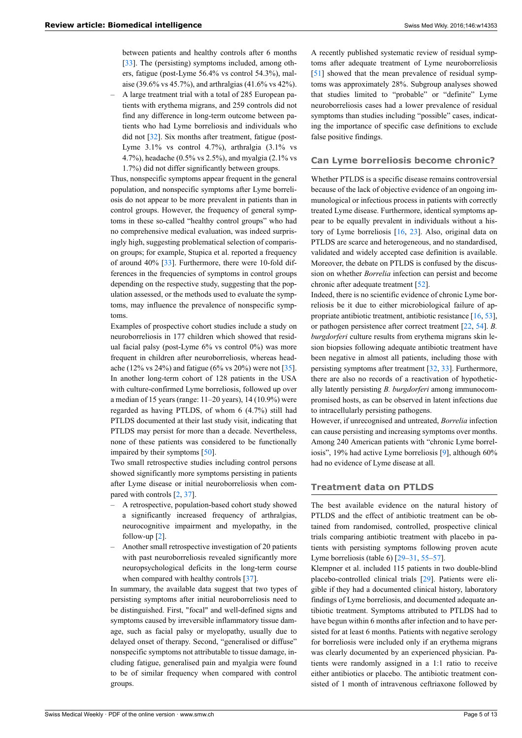between patients and healthy controls after 6 months [33]. The (persisting) symptoms included, among others, fatigue (post-Lyme 56.4% vs control 54.3%), malaise (39.6% vs 45.7%), and arthralgias (41.6% vs 42%).

– A large treatment trial with a total of 285 European patients with erythema migrans, and 259 controls did not find any difference in long-term outcome between patients who had Lyme borreliosis and individuals who did not [32]. Six months after treatment, fatigue (post-Lyme 3.1% vs control 4.7%), arthralgia (3.1% vs 4.7%), headache (0.5% vs 2.5%), and myalgia (2.1% vs 1.7%) did not differ significantly between groups.

Thus, nonspecific symptoms appear frequent in the general population, and nonspecific symptoms after Lyme borreliosis do not appear to be more prevalent in patients than in control groups. However, the frequency of general symptoms in these so-called "healthy control groups" who had no comprehensive medical evaluation, was indeed surprisingly high, suggesting problematical selection of comparison groups; for example, Stupica et al. reported a frequency of around 40% [33]. Furthermore, there were 10-fold differences in the frequencies of symptoms in control groups depending on the respective study, suggesting that the population assessed, or the methods used to evaluate the symptoms, may influence the prevalence of nonspecific symptoms.

Examples of prospective cohort studies include a study on neuroborreliosis in 177 children which showed that residual facial palsy (post-Lyme 6% vs control 0%) was more frequent in children after neuroborreliosis, whereas headache (12% vs 24%) and fatigue (6% vs 20%) were not [35]. In another long-term cohort of 128 patients in the USA with culture-confirmed Lyme borreliosis, followed up over a median of 15 years (range: 11–20 years), 14 (10.9%) were regarded as having PTLDS, of whom 6 (4.7%) still had PTLDS documented at their last study visit, indicating that PTLDS may persist for more than a decade. Nevertheless, none of these patients was considered to be functionally impaired by their symptoms [50].

Two small retrospective studies including control persons showed significantly more symptoms persisting in patients after Lyme disease or initial neuroborreliosis when compared with controls [2, 37].

– A retrospective, population-based cohort study showed a significantly increased frequency of arthralgias, neurocognitive impairment and myelopathy, in the follow-up [2].
– Another small retrospective investigation of 20 patients with past neuroborreliosis revealed significantly more neuropsychological deficits in the long-term course when compared with healthy controls [37].

In summary, the available data suggest that two types of persisting symptoms after initial neuroborreliosis need to be distinguished. First, "focal" and well-defined signs and symptoms caused by irreversible inflammatory tissue damage, such as facial palsy or myelopathy, usually due to delayed onset of therapy. Second, "generalised or diffuse" nonspecific symptoms not attributable to tissue damage, including fatigue, generalised pain and myalgia were found to be of similar frequency when compared with control groups.

A recently published systematic review of residual symptoms after adequate treatment of Lyme neuroborreliosis [51] showed that the mean prevalence of residual symptoms was approximately 28%. Subgroup analyses showed that studies limited to "probable" or "definite" Lyme neuroborreliosis cases had a lower prevalence of residual symptoms than studies including "possible" cases, indicating the importance of specific case definitions to exclude false positive findings.

## Can Lyme borreliosis become chronic?

Whether PTLDS is a specific disease remains controversial because of the lack of objective evidence of an ongoing immunological or infectious process in patients with correctly treated Lyme disease. Furthermore, identical symptoms appear to be equally prevalent in individuals without a history of Lyme borreliosis [16, 23]. Also, original data on PTLDS are scarce and heterogeneous, and no standardised, validated and widely accepted case definition is available. Moreover, the debate on PTLDS is confused by the discussion on whether *Borrelia* infection can persist and become chronic after adequate treatment [52].

Indeed, there is no scientific evidence of chronic Lyme borreliosis be it due to either microbiological failure of appropriate antibiotic treatment, antibiotic resistance [16, 53], or pathogen persistence after correct treatment [22, 54]. *B. burgdorferi* culture results from erythema migrans skin lesion biopsies following adequate antibiotic treatment have been negative in almost all patients, including those with persisting symptoms after treatment [32, 33]. Furthermore, there are also no records of a reactivation of hypothetically latently persisting *B. burgdorferi* among immunocompromised hosts, as can be observed in latent infections due to intracellularly persisting pathogens.

However, if unrecognised and untreated, *Borrelia* infection can cause persisting and increasing symptoms over months. Among 240 American patients with "chronic Lyme borreliosis", 19% had active Lyme borreliosis [9], although 60% had no evidence of Lyme disease at all.

## Treatment data on PTLDS

The best available evidence on the natural history of PTLDS and the effect of antibiotic treatment can be obtained from randomised, controlled, prospective clinical trials comparing antibiotic treatment with placebo in patients with persisting symptoms following proven acute Lyme borreliosis (table 6) [29–31, 55–57].

Klempner et al. included 115 patients in two double-blind placebo-controlled clinical trials [29]. Patients were eligible if they had a documented clinical history, laboratory findings of Lyme borreliosis, and documented adequate antibiotic treatment. Symptoms attributed to PTLDS had to have begun within 6 months after infection and to have persisted for at least 6 months. Patients with negative serology for borreliosis were included only if an erythema migrans was clearly documented by an experienced physician. Patients were randomly assigned in a 1:1 ratio to receive either antibiotics or placebo. The antibiotic treatment consisted of 1 month of intravenous ceftriaxone followed by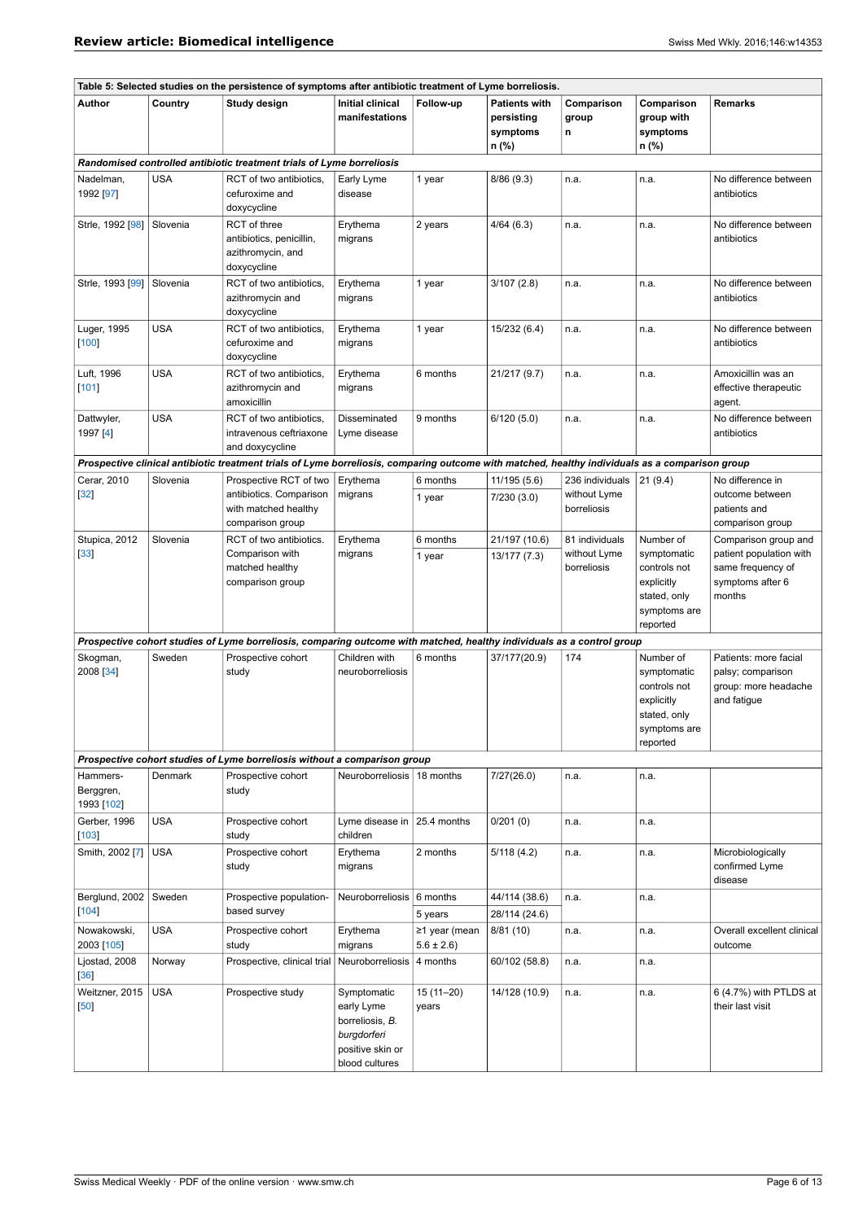**Table 5: Selected studies on the persistence of symptoms after antibiotic treatment of Lyme borreliosis.**

| Author | Country | Study design | Initial clinical manifestations | Follow-up | Patients with persisting symptoms n (%) | Comparison group n | Comparison group with symptoms n (%) | Remarks |
|---|---|---|---|---|---|---|---|---|
| ***Randomised controlled antibiotic treatment trials of Lyme borreliosis*** | | | | | | | | |
| Nadelman, 1992 [97] | USA | RCT of two antibiotics, cefuroxime and doxycycline | Early Lyme disease | 1 year | 8/86 (9.3) | n.a. | n.a. | No difference between antibiotics |
| Strle, 1992 [98] | Slovenia | RCT of three antibiotics, penicillin, azithromycin, and doxycycline | Erythema migrans | 2 years | 4/64 (6.3) | n.a. | n.a. | No difference between antibiotics |
| Strle, 1993 [99] | Slovenia | RCT of two antibiotics, azithromycin and doxycycline | Erythema migrans | 1 year | 3/107 (2.8) | n.a. | n.a. | No difference between antibiotics |
| Luger, 1995 [100] | USA | RCT of two antibiotics, cefuroxime and doxycycline | Erythema migrans | 1 year | 15/232 (6.4) | n.a. | n.a. | No difference between antibiotics |
| Luft, 1996 [101] | USA | RCT of two antibiotics, azithromycin and amoxicillin | Erythema migrans | 6 months | 21/217 (9.7) | n.a. | n.a. | Amoxicillin was an effective therapeutic agent. |
| Dattwyler, 1997 [4] | USA | RCT of two antibiotics, intravenous ceftriaxone and doxycycline | Disseminated Lyme disease | 9 months | 6/120 (5.0) | n.a. | n.a. | No difference between antibiotics |
| ***Prospective clinical antibiotic treatment trials of Lyme borreliosis, comparing outcome with matched, healthy individuals as a comparison group*** | | | | | | | | |
| Cerar, 2010 [32] | Slovenia | Prospective RCT of two antibiotics. Comparison with matched healthy comparison group | Erythema migrans | 6 months<br>1 year | 11/195 (5.6)<br>7/230 (3.0) | 236 individuals without Lyme borreliosis | 21 (9.4) | No difference in outcome between patients and comparison group |
| Stupica, 2012 [33] | Slovenia | RCT of two antibiotics. Comparison with matched healthy comparison group | Erythema migrans | 6 months<br>1 year | 21/197 (10.6)<br>13/177 (7.3) | 81 individuals without Lyme borreliosis | Number of symptomatic controls not explicitly stated, only symptoms are reported | Comparison group and patient population with same frequency of symptoms after 6 months |
| ***Prospective cohort studies of Lyme borreliosis, comparing outcome with matched, healthy individuals as a control group*** | | | | | | | | |
| Skogman, 2008 [34] | Sweden | Prospective cohort study | Children with neuroborreliosis | 6 months | 37/177(20.9) | 174 | Number of symptomatic controls not explicitly stated, only symptoms are reported | Patients: more facial palsy; comparison group: more headache and fatigue |
| ***Prospective cohort studies of Lyme borreliosis without a comparison group*** | | | | | | | | |
| Hammers-Berggren, 1993 [102] | Denmark | Prospective cohort study | Neuroborreliosis | 18 months | 7/27(26.0) | n.a. | n.a. | |
| Gerber, 1996 [103] | USA | Prospective cohort study | Lyme disease in children | 25.4 months | 0/201 (0) | n.a. | n.a. | |
| Smith, 2002 [7] | USA | Prospective cohort study | Erythema migrans | 2 months | 5/118 (4.2) | n.a. | n.a. | Microbiologically confirmed Lyme disease |
| Berglund, 2002 [104] | Sweden | Prospective population-based survey | Neuroborreliosis | 6 months<br>5 years | 44/114 (38.6)<br>28/114 (24.6) | n.a. | n.a. | |
| Nowakowski, 2003 [105] | USA | Prospective cohort study | Erythema migrans | ≥1 year (mean 5.6 ± 2.6) | 8/81 (10) | n.a. | n.a. | Overall excellent clinical outcome |
| Ljostad, 2008 [36] | Norway | Prospective, clinical trial | Neuroborreliosis | 4 months | 60/102 (58.8) | n.a. | n.a. | |
| Weitzner, 2015 [50] | USA | Prospective study | Symptomatic early Lyme borreliosis, *B. burgdorferi* positive skin or blood cultures | 15 (11–20) years | 14/128 (10.9) | n.a. | n.a. | 6 (4.7%) with PTLDS at their last visit |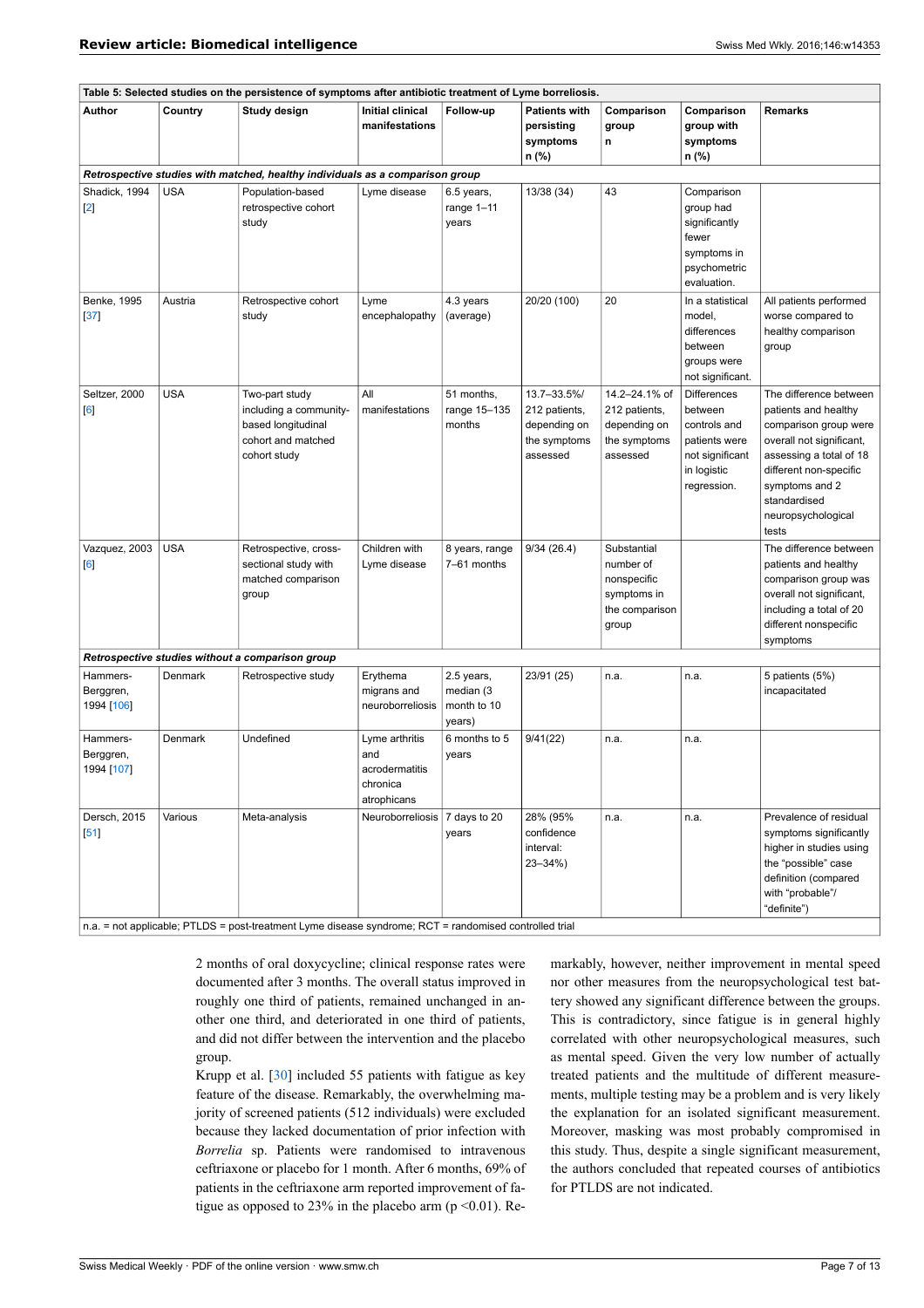**Table 5: Selected studies on the persistence of symptoms after antibiotic treatment of Lyme borreliosis.**

| Author | Country | Study design | Initial clinical manifestations | Follow-up | Patients with persisting symptoms n (%) | Comparison group n | Comparison group with symptoms n (%) | Remarks |
|---|---|---|---|---|---|---|---|---|
| *Retrospective studies with matched, healthy individuals as a comparison group* | | | | | | | | |
| Shadick, 1994 [2] | USA | Population-based retrospective cohort study | Lyme disease | 6.5 years, range 1–11 years | 13/38 (34) | 43 | Comparison group had significantly fewer symptoms in psychometric evaluation. | |
| Benke, 1995 [37] | Austria | Retrospective cohort study | Lyme encephalopathy | 4.3 years (average) | 20/20 (100) | 20 | In a statistical model, differences between groups were not significant. | All patients performed worse compared to healthy comparison group |
| Seltzer, 2000 [6] | USA | Two-part study including a community-based longitudinal cohort and matched cohort study | All manifestations | 51 months, range 15–135 months | 13.7–33.5%/ 212 patients, depending on the symptoms assessed | 14.2–24.1% of 212 patients, depending on the symptoms assessed | Differences between controls and patients were not significant in logistic regression. | The difference between patients and healthy comparison group were overall not significant, assessing a total of 18 different non-specific symptoms and 2 standardised neuropsychological tests |
| Vazquez, 2003 [6] | USA | Retrospective, cross-sectional study with matched comparison group | Children with Lyme disease | 8 years, range 7–61 months | 9/34 (26.4) | Substantial number of nonspecific symptoms in the comparison group | | The difference between patients and healthy comparison group was overall not significant, including a total of 20 different nonspecific symptoms |
| *Retrospective studies without a comparison group* | | | | | | | | |
| Hammers-Berggren, 1994 [106] | Denmark | Retrospective study | Erythema migrans and neuroborreliosis | 2.5 years, median (3 month to 10 years) | 23/91 (25) | n.a. | n.a. | 5 patients (5%) incapacitated |
| Hammers-Berggren, 1994 [107] | Denmark | Undefined | Lyme arthritis and acrodermatitis chronica atrophicans | 6 months to 5 years | 9/41(22) | n.a. | n.a. | |
| Dersch, 2015 [51] | Various | Meta-analysis | Neuroborreliosis | 7 days to 20 years | 28% (95% confidence interval: 23–34%) | n.a. | n.a. | Prevalence of residual symptoms significantly higher in studies using the "possible" case definition (compared with "probable"/ "definite") |

n.a. = not applicable; PTLDS = post-treatment Lyme disease syndrome; RCT = randomised controlled trial

2 months of oral doxycycline; clinical response rates were documented after 3 months. The overall status improved in roughly one third of patients, remained unchanged in another one third, and deteriorated in one third of patients, and did not differ between the intervention and the placebo group.

Krupp et al. [30] included 55 patients with fatigue as key feature of the disease. Remarkably, the overwhelming majority of screened patients (512 individuals) were excluded because they lacked documentation of prior infection with *Borrelia* sp. Patients were randomised to intravenous ceftriaxone or placebo for 1 month. After 6 months, 69% of patients in the ceftriaxone arm reported improvement of fatigue as opposed to 23% in the placebo arm ($p < 0.01$). Remarkably, however, neither improvement in mental speed nor other measures from the neuropsychological test battery showed any significant difference between the groups. This is contradictory, since fatigue is in general highly correlated with other neuropsychological measures, such as mental speed. Given the very low number of actually treated patients and the multitude of different measurements, multiple testing may be a problem and is very likely the explanation for an isolated significant measurement. Moreover, masking was most probably compromised in this study. Thus, despite a single significant measurement, the authors concluded that repeated courses of antibiotics for PTLDS are not indicated.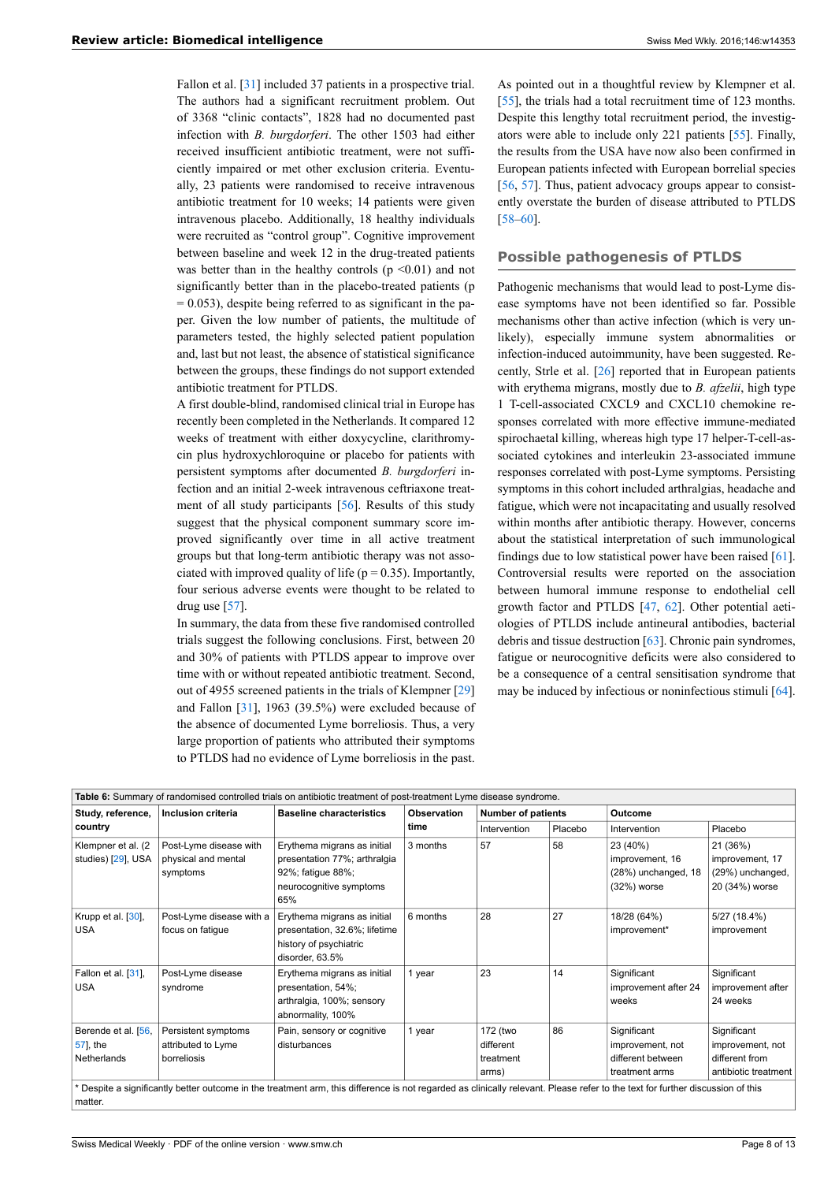Fallon et al. [31] included 37 patients in a prospective trial. The authors had a significant recruitment problem. Out of 3368 "clinic contacts", 1828 had no documented past infection with *B. burgdorferi*. The other 1503 had either received insufficient antibiotic treatment, were not sufficiently impaired or met other exclusion criteria. Eventually, 23 patients were randomised to receive intravenous antibiotic treatment for 10 weeks; 14 patients were given intravenous placebo. Additionally, 18 healthy individuals were recruited as "control group". Cognitive improvement between baseline and week 12 in the drug-treated patients was better than in the healthy controls ($p < 0.01$) and not significantly better than in the placebo-treated patients ($p = 0.053$), despite being referred to as significant in the paper. Given the low number of patients, the multitude of parameters tested, the highly selected patient population and, last but not least, the absence of statistical significance between the groups, these findings do not support extended antibiotic treatment for PTLDS.

A first double-blind, randomised clinical trial in Europe has recently been completed in the Netherlands. It compared 12 weeks of treatment with either doxycycline, clarithromycin plus hydroxychloroquine or placebo for patients with persistent symptoms after documented *B. burgdorferi* infection and an initial 2-week intravenous ceftriaxone treatment of all study participants [56]. Results of this study suggest that the physical component summary score improved significantly over time in all active treatment groups but that long-term antibiotic therapy was not associated with improved quality of life ($p = 0.35$). Importantly, four serious adverse events were thought to be related to drug use [57].

In summary, the data from these five randomised controlled trials suggest the following conclusions. First, between 20 and 30% of patients with PTLDS appear to improve over time with or without repeated antibiotic treatment. Second, out of 4955 screened patients in the trials of Klempner [29] and Fallon [31], 1963 (39.5%) were excluded because of the absence of documented Lyme borreliosis. Thus, a very large proportion of patients who attributed their symptoms to PTLDS had no evidence of Lyme borreliosis in the past. As pointed out in a thoughtful review by Klempner et al. [55], the trials had a total recruitment time of 123 months. Despite this lengthy total recruitment period, the investigators were able to include only 221 patients [55]. Finally, the results from the USA have now also been confirmed in European patients infected with European borrelial species [56, 57]. Thus, patient advocacy groups appear to consistently overstate the burden of disease attributed to PTLDS [58–60].

## Possible pathogenesis of PTLDS

Pathogenic mechanisms that would lead to post-Lyme disease symptoms have not been identified so far. Possible mechanisms other than active infection (which is very unlikely), especially immune system abnormalities or infection-induced autoimmunity, have been suggested. Recently, Strle et al. [26] reported that in European patients with erythema migrans, mostly due to *B. afzelii*, high type 1 T-cell-associated CXCL9 and CXCL10 chemokine responses correlated with more effective immune-mediated spirochaetal killing, whereas high type 17 helper-T-cell-associated cytokines and interleukin 23-associated immune responses correlated with post-Lyme symptoms. Persisting symptoms in this cohort included arthralgias, headache and fatigue, which were not incapacitating and usually resolved within months after antibiotic therapy. However, concerns about the statistical interpretation of such immunological findings due to low statistical power have been raised [61]. Controversial results were reported on the association between humoral immune response to endothelial cell growth factor and PTLDS [47, 62]. Other potential aetiologies of PTLDS include antineural antibodies, bacterial debris and tissue destruction [63]. Chronic pain syndromes, fatigue or neurocognitive deficits were also considered to be a consequence of a central sensitisation syndrome that may be induced by infectious or noninfectious stimuli [64].

**Table 6:** Summary of randomised controlled trials on antibiotic treatment of post-treatment Lyme disease syndrome.

| Study, reference, country | Inclusion criteria | Baseline characteristics | Observation time | Number of patients | | Outcome | |
|---|---|---|---|---|---|---|---|
| | | | | Intervention | Placebo | Intervention | Placebo |
| Klempner et al. (2 studies) [29], USA | Post-Lyme disease with physical and mental symptoms | Erythema migrans as initial presentation 77%; arthralgia 92%; fatigue 88%; neurocognitive symptoms 65% | 3 months | 57 | 58 | 23 (40%) improvement, 16 (28%) unchanged, 18 (32%) worse | 21 (36%) improvement, 17 (29%) unchanged, 20 (34%) worse |
| Krupp et al. [30], USA | Post-Lyme disease with a focus on fatigue | Erythema migrans as initial presentation, 32.6%; lifetime history of psychiatric disorder, 63.5% | 6 months | 28 | 27 | 18/28 (64%) improvement* | 5/27 (18.4%) improvement |
| Fallon et al. [31], USA | Post-Lyme disease syndrome | Erythema migrans as initial presentation, 54%; arthralgia, 100%; sensory abnormality, 100% | 1 year | 23 | 14 | Significant improvement after 24 weeks | Significant improvement after 24 weeks |
| Berende et al. [56, 57], the Netherlands | Persistent symptoms attributed to Lyme borreliosis | Pain, sensory or cognitive disturbances | 1 year | 172 (two different treatment arms) | 86 | Significant improvement, not different between treatment arms | Significant improvement, not different from antibiotic treatment |

\* Despite a significantly better outcome in the treatment arm, this difference is not regarded as clinically relevant. Please refer to the text for further discussion of this matter.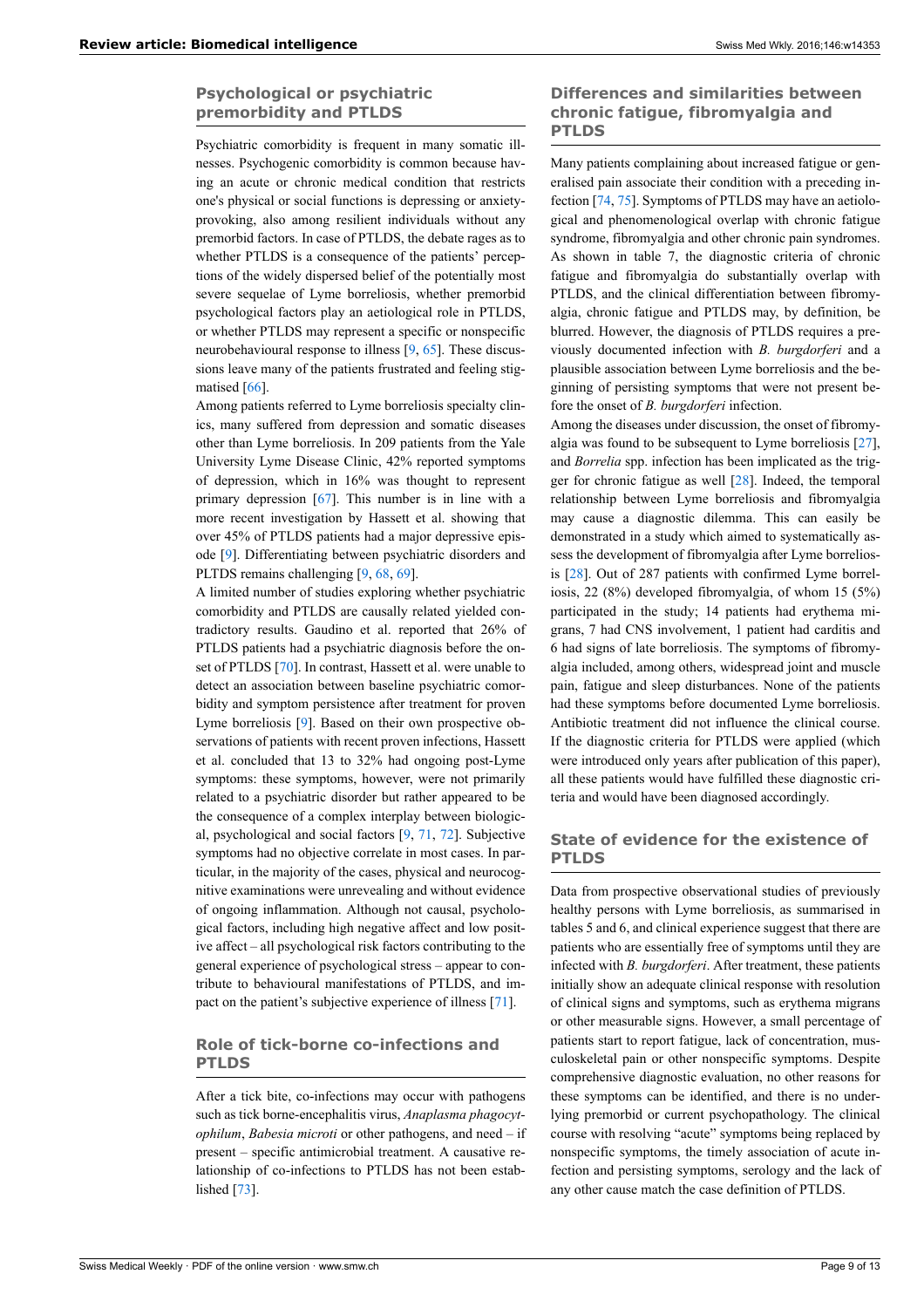## Psychological or psychiatric premorbidity and PTLDS

Psychiatric comorbidity is frequent in many somatic illnesses. Psychogenic comorbidity is common because having an acute or chronic medical condition that restricts one's physical or social functions is depressing or anxiety-provoking, also among resilient individuals without any premorbid factors. In case of PTLDS, the debate rages as to whether PTLDS is a consequence of the patients' perceptions of the widely dispersed belief of the potentially most severe sequelae of Lyme borreliosis, whether premorbid psychological factors play an aetiological role in PTLDS, or whether PTLDS may represent a specific or nonspecific neurobehavioural response to illness [9, 65]. These discussions leave many of the patients frustrated and feeling stigmatised [66].

Among patients referred to Lyme borreliosis specialty clinics, many suffered from depression and somatic diseases other than Lyme borreliosis. In 209 patients from the Yale University Lyme Disease Clinic, 42% reported symptoms of depression, which in 16% was thought to represent primary depression [67]. This number is in line with a more recent investigation by Hassett et al. showing that over 45% of PTLDS patients had a major depressive episode [9]. Differentiating between psychiatric disorders and PLTDS remains challenging [9, 68, 69].

A limited number of studies exploring whether psychiatric comorbidity and PTLDS are causally related yielded contradictory results. Gaudino et al. reported that 26% of PTLDS patients had a psychiatric diagnosis before the onset of PTLDS [70]. In contrast, Hassett et al. were unable to detect an association between baseline psychiatric comorbidity and symptom persistence after treatment for proven Lyme borreliosis [9]. Based on their own prospective observations of patients with recent proven infections, Hassett et al. concluded that 13 to 32% had ongoing post-Lyme symptoms: these symptoms, however, were not primarily related to a psychiatric disorder but rather appeared to be the consequence of a complex interplay between biological, psychological and social factors [9, 71, 72]. Subjective symptoms had no objective correlate in most cases. In particular, in the majority of the cases, physical and neurocognitive examinations were unrevealing and without evidence of ongoing inflammation. Although not causal, psychological factors, including high negative affect and low positive affect – all psychological risk factors contributing to the general experience of psychological stress – appear to contribute to behavioural manifestations of PTLDS, and impact on the patient's subjective experience of illness [71].

## Role of tick-borne co-infections and PTLDS

After a tick bite, co-infections may occur with pathogens such as tick borne-encephalitis virus, *Anaplasma phagocytophilum*, *Babesia microti* or other pathogens, and need – if present – specific antimicrobial treatment. A causative relationship of co-infections to PTLDS has not been established [73].

## Differences and similarities between chronic fatigue, fibromyalgia and PTLDS

Many patients complaining about increased fatigue or generalised pain associate their condition with a preceding infection [74, 75]. Symptoms of PTLDS may have an aetiological and phenomenological overlap with chronic fatigue syndrome, fibromyalgia and other chronic pain syndromes. As shown in table 7, the diagnostic criteria of chronic fatigue and fibromyalgia do substantially overlap with PTLDS, and the clinical differentiation between fibromyalgia, chronic fatigue and PTLDS may, by definition, be blurred. However, the diagnosis of PTLDS requires a previously documented infection with *B. burgdorferi* and a plausible association between Lyme borreliosis and the beginning of persisting symptoms that were not present before the onset of *B. burgdorferi* infection.

Among the diseases under discussion, the onset of fibromyalgia was found to be subsequent to Lyme borreliosis [27], and *Borrelia* spp. infection has been implicated as the trigger for chronic fatigue as well [28]. Indeed, the temporal relationship between Lyme borreliosis and fibromyalgia may cause a diagnostic dilemma. This can easily be demonstrated in a study which aimed to systematically assess the development of fibromyalgia after Lyme borreliosis [28]. Out of 287 patients with confirmed Lyme borreliosis, 22 (8%) developed fibromyalgia, of whom 15 (5%) participated in the study; 14 patients had erythema migrans, 7 had CNS involvement, 1 patient had carditis and 6 had signs of late borreliosis. The symptoms of fibromyalgia included, among others, widespread joint and muscle pain, fatigue and sleep disturbances. None of the patients had these symptoms before documented Lyme borreliosis. Antibiotic treatment did not influence the clinical course. If the diagnostic criteria for PTLDS were applied (which were introduced only years after publication of this paper), all these patients would have fulfilled these diagnostic criteria and would have been diagnosed accordingly.

## State of evidence for the existence of PTLDS

Data from prospective observational studies of previously healthy persons with Lyme borreliosis, as summarised in tables 5 and 6, and clinical experience suggest that there are patients who are essentially free of symptoms until they are infected with *B. burgdorferi*. After treatment, these patients initially show an adequate clinical response with resolution of clinical signs and symptoms, such as erythema migrans or other measurable signs. However, a small percentage of patients start to report fatigue, lack of concentration, musculoskeletal pain or other nonspecific symptoms. Despite comprehensive diagnostic evaluation, no other reasons for these symptoms can be identified, and there is no underlying premorbid or current psychopathology. The clinical course with resolving "acute" symptoms being replaced by nonspecific symptoms, the timely association of acute infection and persisting symptoms, serology and the lack of any other cause match the case definition of PTLDS.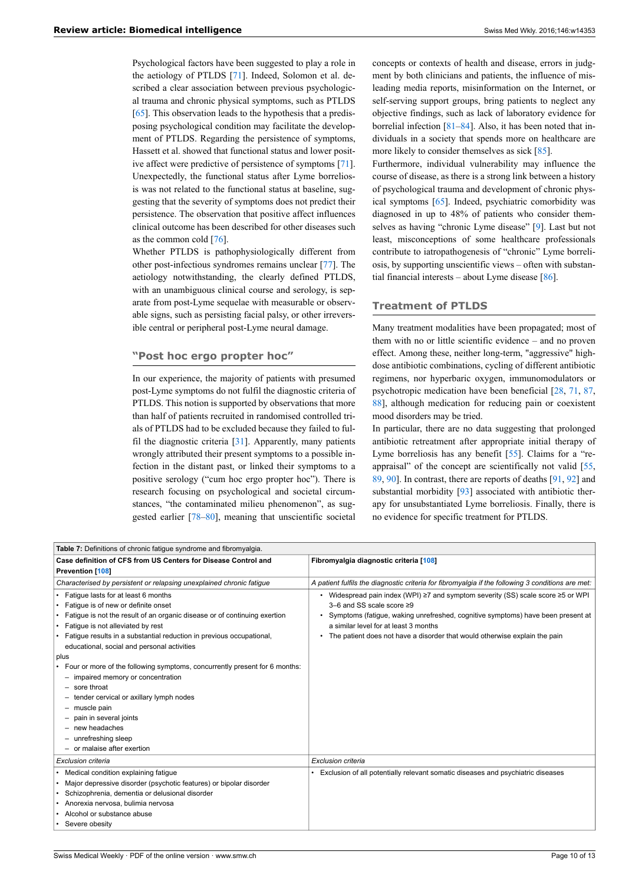Psychological factors have been suggested to play a role in the aetiology of PTLDS [71]. Indeed, Solomon et al. described a clear association between previous psychological trauma and chronic physical symptoms, such as PTLDS [65]. This observation leads to the hypothesis that a predisposing psychological condition may facilitate the development of PTLDS. Regarding the persistence of symptoms, Hassett et al. showed that functional status and lower positive affect were predictive of persistence of symptoms [71]. Unexpectedly, the functional status after Lyme borreliosis was not related to the functional status at baseline, suggesting that the severity of symptoms does not predict their persistence. The observation that positive affect influences clinical outcome has been described for other diseases such as the common cold [76].

Whether PTLDS is pathophysiologically different from other post-infectious syndromes remains unclear [77]. The aetiology notwithstanding, the clearly defined PTLDS, with an unambiguous clinical course and serology, is separate from post-Lyme sequelae with measurable or observable signs, such as persisting facial palsy, or other irreversible central or peripheral post-Lyme neural damage.

## "Post hoc ergo propter hoc"

In our experience, the majority of patients with presumed post-Lyme symptoms do not fulfil the diagnostic criteria of PTLDS. This notion is supported by observations that more than half of patients recruited in randomised controlled trials of PTLDS had to be excluded because they failed to fulfil the diagnostic criteria [31]. Apparently, many patients wrongly attributed their present symptoms to a possible infection in the distant past, or linked their symptoms to a positive serology ("cum hoc ergo propter hoc"). There is research focusing on psychological and societal circumstances, "the contaminated milieu phenomenon", as suggested earlier [78–80], meaning that unscientific societal concepts or contexts of health and disease, errors in judgment by both clinicians and patients, the influence of misleading media reports, misinformation on the Internet, or self-serving support groups, bring patients to neglect any objective findings, such as lack of laboratory evidence for borrelial infection [81–84]. Also, it has been noted that individuals in a society that spends more on healthcare are more likely to consider themselves as sick [85].

Furthermore, individual vulnerability may influence the course of disease, as there is a strong link between a history of psychological trauma and development of chronic physical symptoms [65]. Indeed, psychiatric comorbidity was diagnosed in up to 48% of patients who consider themselves as having "chronic Lyme disease" [9]. Last but not least, misconceptions of some healthcare professionals contribute to iatropathogenesis of "chronic" Lyme borreliosis, by supporting unscientific views – often with substantial financial interests – about Lyme disease [86].

## Treatment of PTLDS

Many treatment modalities have been propagated; most of them with no or little scientific evidence – and no proven effect. Among these, neither long-term, "aggressive" high-dose antibiotic combinations, cycling of different antibiotic regimens, nor hyperbaric oxygen, immunomodulators or psychotropic medication have been beneficial [28, 71, 87, 88], although medication for reducing pain or coexistent mood disorders may be tried.

In particular, there are no data suggesting that prolonged antibiotic retreatment after appropriate initial therapy of Lyme borreliosis has any benefit [55]. Claims for a "reappraisal" of the concept are scientifically not valid [55, 89, 90]. In contrast, there are reports of deaths [91, 92] and substantial morbidity [93] associated with antibiotic therapy for unsubstantiated Lyme borreliosis. Finally, there is no evidence for specific treatment for PTLDS.

**Table 7:** Definitions of chronic fatigue syndrome and fibromyalgia.

| **Case definition of CFS from US Centers for Disease Control and Prevention [108]** | **Fibromyalgia diagnostic criteria [108]** |
|---|---|
| *Characterised by persistent or relapsing unexplained chronic fatigue* | *A patient fulfils the diagnostic criteria for fibromyalgia if the following 3 conditions are met:* |
| • Fatigue lasts for at least 6 months<br>• Fatigue is of new or definite onset<br>• Fatigue is not the result of an organic disease or of continuing exertion<br>• Fatigue is not alleviated by rest<br>• Fatigue results in a substantial reduction in previous occupational, educational, social and personal activities<br>plus<br>• Four or more of the following symptoms, concurrently present for 6 months:<br>– impaired memory or concentration<br>– sore throat<br>– tender cervical or axillary lymph nodes<br>– muscle pain<br>– pain in several joints<br>– new headaches<br>– unrefreshing sleep<br>– or malaise after exertion | • Widespread pain index (WPI) ≥7 and symptom severity (SS) scale score ≥5 or WPI 3–6 and SS scale score ≥9<br>• Symptoms (fatigue, waking unrefreshed, cognitive symptoms) have been present at a similar level for at least 3 months<br>• The patient does not have a disorder that would otherwise explain the pain |
| *Exclusion criteria* | *Exclusion criteria* |
| • Medical condition explaining fatigue<br>• Major depressive disorder (psychotic features) or bipolar disorder<br>• Schizophrenia, dementia or delusional disorder<br>• Anorexia nervosa, bulimia nervosa<br>• Alcohol or substance abuse<br>• Severe obesity | • Exclusion of all potentially relevant somatic diseases and psychiatric diseases |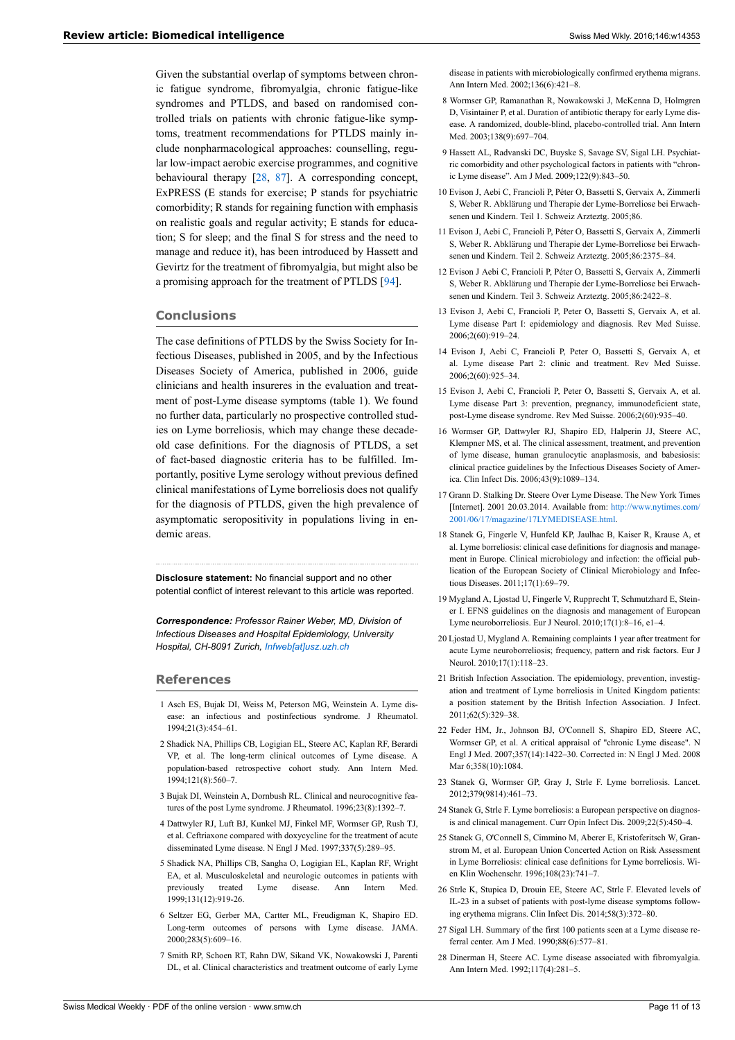Given the substantial overlap of symptoms between chronic fatigue syndrome, fibromyalgia, chronic fatigue-like syndromes and PTLDS, and based on randomised controlled trials on patients with chronic fatigue-like symptoms, treatment recommendations for PTLDS mainly include nonpharmacological approaches: counselling, regular low-impact aerobic exercise programmes, and cognitive behavioural therapy [28, 87]. A corresponding concept, ExPRESS (E stands for exercise; P stands for psychiatric comorbidity; R stands for regaining function with emphasis on realistic goals and regular activity; E stands for education; S for sleep; and the final S for stress and the need to manage and reduce it), has been introduced by Hassett and Gevirtz for the treatment of fibromyalgia, but might also be a promising approach for the treatment of PTLDS [94].

## Conclusions

The case definitions of PTLDS by the Swiss Society for Infectious Diseases, published in 2005, and by the Infectious Diseases Society of America, published in 2006, guide clinicians and health insureres in the evaluation and treatment of post-Lyme disease symptoms (table 1). We found no further data, particularly no prospective controlled studies on Lyme borreliosis, which may change these decade-old case definitions. For the diagnosis of PTLDS, a set of fact-based diagnostic criteria has to be fulfilled. Importantly, positive Lyme serology without previous defined clinical manifestations of Lyme borreliosis does not qualify for the diagnosis of PTLDS, given the high prevalence of asymptomatic seropositivity in populations living in endemic areas.

**Disclosure statement:** No financial support and no other potential conflict of interest relevant to this article was reported.

***Correspondence:*** *Professor Rainer Weber, MD, Division of Infectious Diseases and Hospital Epidemiology, University Hospital, CH-8091 Zurich, Infweb[at]usz.uzh.ch*

## References

1. Asch ES, Bujak DI, Weiss M, Peterson MG, Weinstein A. Lyme disease: an infectious and postinfectious syndrome. J Rheumatol. 1994;21(3):454–61.
2. Shadick NA, Phillips CB, Logigian EL, Steere AC, Kaplan RF, Berardi VP, et al. The long-term clinical outcomes of Lyme disease. A population-based retrospective cohort study. Ann Intern Med. 1994;121(8):560–7.
3. Bujak DI, Weinstein A, Dornbush RL. Clinical and neurocognitive features of the post Lyme syndrome. J Rheumatol. 1996;23(8):1392–7.
4. Dattwyler RJ, Luft BJ, Kunkel MJ, Finkel MF, Wormser GP, Rush TJ, et al. Ceftriaxone compared with doxycycline for the treatment of acute disseminated Lyme disease. N Engl J Med. 1997;337(5):289–95.
5. Shadick NA, Phillips CB, Sangha O, Logigian EL, Kaplan RF, Wright EA, et al. Musculoskeletal and neurologic outcomes in patients with previously treated Lyme disease. Ann Intern Med. 1999;131(12):919-26.
6. Seltzer EG, Gerber MA, Cartter ML, Freudigman K, Shapiro ED. Long-term outcomes of persons with Lyme disease. JAMA. 2000;283(5):609–16.
7. Smith RP, Schoen RT, Rahn DW, Sikand VK, Nowakowski J, Parenti DL, et al. Clinical characteristics and treatment outcome of early Lyme disease in patients with microbiologically confirmed erythema migrans. Ann Intern Med. 2002;136(6):421–8.
8. Wormser GP, Ramanathan R, Nowakowski J, McKenna D, Holmgren D, Visintainer P, et al. Duration of antibiotic therapy for early Lyme disease. A randomized, double-blind, placebo-controlled trial. Ann Intern Med. 2003;138(9):697–704.
9. Hassett AL, Radvanski DC, Buyske S, Savage SV, Sigal LH. Psychiatric comorbidity and other psychological factors in patients with "chronic Lyme disease". Am J Med. 2009;122(9):843–50.
10. Evison J, Aebi C, Francioli P, Péter O, Bassetti S, Gervaix A, Zimmerli S, Weber R. Abklärung und Therapie der Lyme-Borreliose bei Erwachsenen und Kindern. Teil 1. Schweiz Arzteztg. 2005;86.
11. Evison J, Aebi C, Francioli P, Péter O, Bassetti S, Gervaix A, Zimmerli S, Weber R. Abklärung und Therapie der Lyme-Borreliose bei Erwachsenen und Kindern. Teil 2. Schweiz Arzteztg. 2005;86:2375–84.
12. Evison J Aebi C, Francioli P, Péter O, Bassetti S, Gervaix A, Zimmerli S, Weber R. Abklärung und Therapie der Lyme-Borreliose bei Erwachsenen und Kindern. Teil 3. Schweiz Arzteztg. 2005;86:2422–8.
13. Evison J, Aebi C, Francioli P, Peter O, Bassetti S, Gervaix A, et al. Lyme disease Part I: epidemiology and diagnosis. Rev Med Suisse. 2006;2(60):919–24.
14. Evison J, Aebi C, Francioli P, Peter O, Bassetti S, Gervaix A, et al. Lyme disease Part 2: clinic and treatment. Rev Med Suisse. 2006;2(60):925–34.
15. Evison J, Aebi C, Francioli P, Peter O, Bassetti S, Gervaix A, et al. Lyme disease Part 3: prevention, pregnancy, immunodeficient state, post-Lyme disease syndrome. Rev Med Suisse. 2006;2(60):935–40.
16. Wormser GP, Dattwyler RJ, Shapiro ED, Halperin JJ, Steere AC, Klempner MS, et al. The clinical assessment, treatment, and prevention of lyme disease, human granulocytic anaplasmosis, and babesiosis: clinical practice guidelines by the Infectious Diseases Society of America. Clin Infect Dis. 2006;43(9):1089–134.
17. Grann D. Stalking Dr. Steere Over Lyme Disease. The New York Times [Internet]. 2001 20.03.2014. Available from: http://www.nytimes.com/2001/06/17/magazine/17LYMEDISEASE.html.
18. Stanek G, Fingerle V, Hunfeld KP, Jaulhac B, Kaiser R, Krause A, et al. Lyme borreliosis: clinical case definitions for diagnosis and management in Europe. Clinical microbiology and infection: the official publication of the European Society of Clinical Microbiology and Infectious Diseases. 2011;17(1):69–79.
19. Mygland A, Ljostad U, Fingerle V, Rupprecht T, Schmutzhard E, Steiner I. EFNS guidelines on the diagnosis and management of European Lyme neuroborreliosis. Eur J Neurol. 2010;17(1):8–16, e1–4.
20. Ljostad U, Mygland A. Remaining complaints 1 year after treatment for acute Lyme neuroborreliosis; frequency, pattern and risk factors. Eur J Neurol. 2010;17(1):118–23.
21. British Infection Association. The epidemiology, prevention, investigation and treatment of Lyme borreliosis in United Kingdom patients: a position statement by the British Infection Association. J Infect. 2011;62(5):329–38.
22. Feder HM, Jr., Johnson BJ, O'Connell S, Shapiro ED, Steere AC, Wormser GP, et al. A critical appraisal of "chronic Lyme disease". N Engl J Med. 2007;357(14):1422–30. Corrected in: N Engl J Med. 2008 Mar 6;358(10):1084.
23. Stanek G, Wormser GP, Gray J, Strle F. Lyme borreliosis. Lancet. 2012;379(9814):461–73.
24. Stanek G, Strle F. Lyme borreliosis: a European perspective on diagnosis and clinical management. Curr Opin Infect Dis. 2009;22(5):450–4.
25. Stanek G, O'Connell S, Cimmino M, Aberer E, Kristoferitsch W, Granstrom M, et al. European Union Concerted Action on Risk Assessment in Lyme Borreliosis: clinical case definitions for Lyme borreliosis. Wien Klin Wochenschr. 1996;108(23):741–7.
26. Strle K, Stupica D, Drouin EE, Steere AC, Strle F. Elevated levels of IL-23 in a subset of patients with post-lyme disease symptoms following erythema migrans. Clin Infect Dis. 2014;58(3):372–80.
27. Sigal LH. Summary of the first 100 patients seen at a Lyme disease referral center. Am J Med. 1990;88(6):577–81.
28. Dinerman H, Steere AC. Lyme disease associated with fibromyalgia. Ann Intern Med. 1992;117(4):281–5.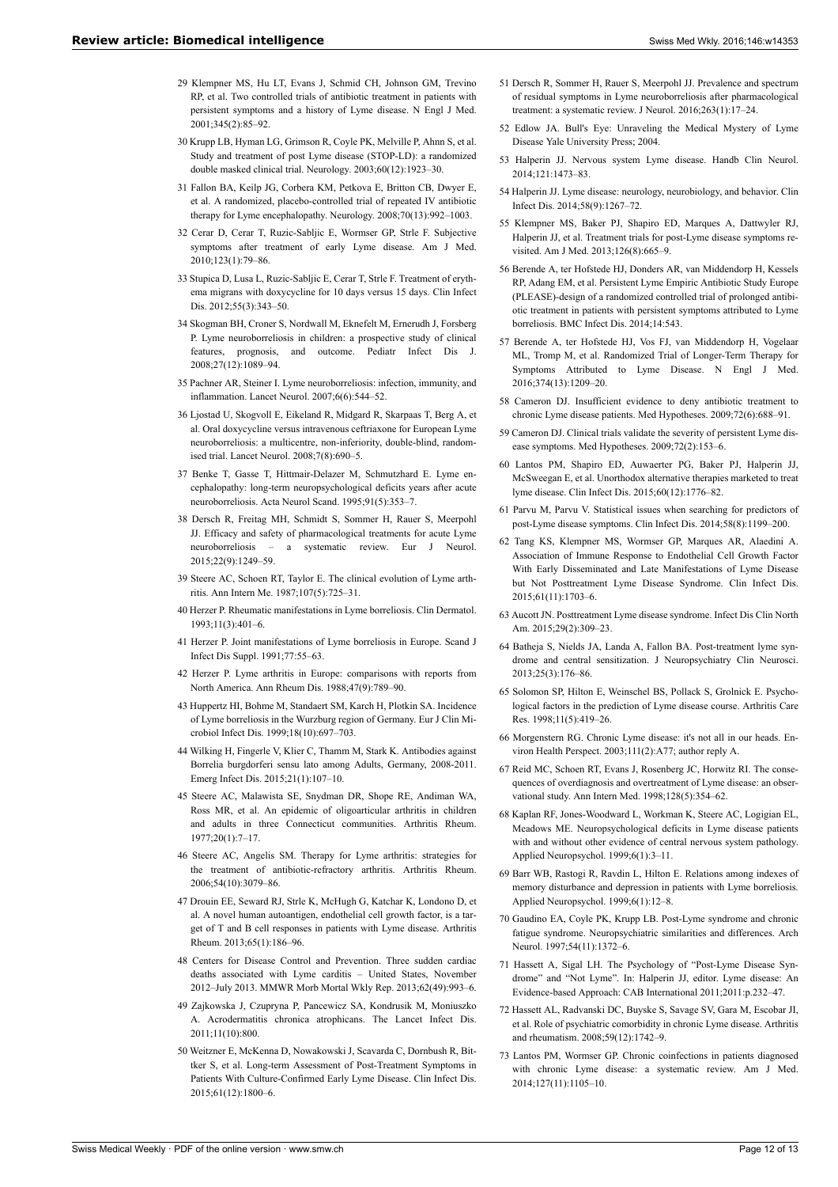29 Klempner MS, Hu LT, Evans J, Schmid CH, Johnson GM, Trevino RP, et al. Two controlled trials of antibiotic treatment in patients with persistent symptoms and a history of Lyme disease. N Engl J Med. 2001;345(2):85–92.

30 Krupp LB, Hyman LG, Grimson R, Coyle PK, Melville P, Ahnn S, et al. Study and treatment of post Lyme disease (STOP-LD): a randomized double masked clinical trial. Neurology. 2003;60(12):1923–30.

31 Fallon BA, Keilp JG, Corbera KM, Petkova E, Britton CB, Dwyer E, et al. A randomized, placebo-controlled trial of repeated IV antibiotic therapy for Lyme encephalopathy. Neurology. 2008;70(13):992–1003.

32 Cerar D, Cerar T, Ruzic-Sabljic E, Wormser GP, Strle F. Subjective symptoms after treatment of early Lyme disease. Am J Med. 2010;123(1):79–86.

33 Stupica D, Lusa L, Ruzic-Sabljic E, Cerar T, Strle F. Treatment of erythema migrans with doxycycline for 10 days versus 15 days. Clin Infect Dis. 2012;55(3):343–50.

34 Skogman BH, Croner S, Nordwall M, Eknefelt M, Ernerudh J, Forsberg P. Lyme neuroborreliosis in children: a prospective study of clinical features, prognosis, and outcome. Pediatr Infect Dis J. 2008;27(12):1089–94.

35 Pachner AR, Steiner I. Lyme neuroborreliosis: infection, immunity, and inflammation. Lancet Neurol. 2007;6(6):544–52.

36 Ljostad U, Skogvoll E, Eikeland R, Midgard R, Skarpaas T, Berg A, et al. Oral doxycycline versus intravenous ceftriaxone for European Lyme neuroborreliosis: a multicentre, non-inferiority, double-blind, randomised trial. Lancet Neurol. 2008;7(8):690–5.

37 Benke T, Gasse T, Hittmair-Delazer M, Schmutzhard E. Lyme encephalopathy: long-term neuropsychological deficits years after acute neuroborreliosis. Acta Neurol Scand. 1995;91(5):353–7.

38 Dersch R, Freitag MH, Schmidt S, Sommer H, Rauer S, Meerpohl JJ. Efficacy and safety of pharmacological treatments for acute Lyme neuroborreliosis – a systematic review. Eur J Neurol. 2015;22(9):1249–59.

39 Steere AC, Schoen RT, Taylor E. The clinical evolution of Lyme arthritis. Ann Intern Me. 1987;107(5):725–31.

40 Herzer P. Rheumatic manifestations in Lyme borreliosis. Clin Dermatol. 1993;11(3):401–6.

41 Herzer P. Joint manifestations of Lyme borreliosis in Europe. Scand J Infect Dis Suppl. 1991;77:55–63.

42 Herzer P. Lyme arthritis in Europe: comparisons with reports from North America. Ann Rheum Dis. 1988;47(9):789–90.

43 Huppertz HI, Bohme M, Standaert SM, Karch H, Plotkin SA. Incidence of Lyme borreliosis in the Wurzburg region of Germany. Eur J Clin Microbiol Infect Dis. 1999;18(10):697–703.

44 Wilking H, Fingerle V, Klier C, Thamm M, Stark K. Antibodies against Borrelia burgdorferi sensu lato among Adults, Germany, 2008-2011. Emerg Infect Dis. 2015;21(1):107–10.

45 Steere AC, Malawista SE, Snydman DR, Shope RE, Andiman WA, Ross MR, et al. An epidemic of oligoarticular arthritis in children and adults in three Connecticut communities. Arthritis Rheum. 1977;20(1):7–17.

46 Steere AC, Angelis SM. Therapy for Lyme arthritis: strategies for the treatment of antibiotic-refractory arthritis. Arthritis Rheum. 2006;54(10):3079–86.

47 Drouin EE, Seward RJ, Strle K, McHugh G, Katchar K, Londono D, et al. A novel human autoantigen, endothelial cell growth factor, is a target of T and B cell responses in patients with Lyme disease. Arthritis Rheum. 2013;65(1):186–96.

48 Centers for Disease Control and Prevention. Three sudden cardiac deaths associated with Lyme carditis – United States, November 2012–July 2013. MMWR Morb Mortal Wkly Rep. 2013;62(49):993–6.

49 Zajkowska J, Czupryna P, Pancewicz SA, Kondrusik M, Moniuszko A. Acrodermatitis chronica atrophicans. The Lancet Infect Dis. 2011;11(10):800.

50 Weitzner E, McKenna D, Nowakowski J, Scavarda C, Dornbush R, Bittker S, et al. Long-term Assessment of Post-Treatment Symptoms in Patients With Culture-Confirmed Early Lyme Disease. Clin Infect Dis. 2015;61(12):1800–6.

51 Dersch R, Sommer H, Rauer S, Meerpohl JJ. Prevalence and spectrum of residual symptoms in Lyme neuroborreliosis after pharmacological treatment: a systematic review. J Neurol. 2016;263(1):17–24.

52 Edlow JA. Bull's Eye: Unraveling the Medical Mystery of Lyme Disease Yale University Press; 2004.

53 Halperin JJ. Nervous system Lyme disease. Handb Clin Neurol. 2014;121:1473–83.

54 Halperin JJ. Lyme disease: neurology, neurobiology, and behavior. Clin Infect Dis. 2014;58(9):1267–72.

55 Klempner MS, Baker PJ, Shapiro ED, Marques A, Dattwyler RJ, Halperin JJ, et al. Treatment trials for post-Lyme disease symptoms revisited. Am J Med. 2013;126(8):665–9.

56 Berende A, ter Hofstede HJ, Donders AR, van Middendorp H, Kessels RP, Adang EM, et al. Persistent Lyme Empiric Antibiotic Study Europe (PLEASE)-design of a randomized controlled trial of prolonged antibiotic treatment in patients with persistent symptoms attributed to Lyme borreliosis. BMC Infect Dis. 2014;14:543.

57 Berende A, ter Hofstede HJ, Vos FJ, van Middendorp H, Vogelaar ML, Tromp M, et al. Randomized Trial of Longer-Term Therapy for Symptoms Attributed to Lyme Disease. N Engl J Med. 2016;374(13):1209–20.

58 Cameron DJ. Insufficient evidence to deny antibiotic treatment to chronic Lyme disease patients. Med Hypotheses. 2009;72(6):688–91.

59 Cameron DJ. Clinical trials validate the severity of persistent Lyme disease symptoms. Med Hypotheses. 2009;72(2):153–6.

60 Lantos PM, Shapiro ED, Auwaerter PG, Baker PJ, Halperin JJ, McSweegan E, et al. Unorthodox alternative therapies marketed to treat lyme disease. Clin Infect Dis. 2015;60(12):1776–82.

61 Parvu M, Parvu V. Statistical issues when searching for predictors of post-Lyme disease symptoms. Clin Infect Dis. 2014;58(8):1199–200.

62 Tang KS, Klempner MS, Wormser GP, Marques AR, Alaedini A. Association of Immune Response to Endothelial Cell Growth Factor With Early Disseminated and Late Manifestations of Lyme Disease but Not Posttreatment Lyme Disease Syndrome. Clin Infect Dis. 2015;61(11):1703–6.

63 Aucott JN. Posttreatment Lyme disease syndrome. Infect Dis Clin North Am. 2015;29(2):309–23.

64 Batheja S, Nields JA, Landa A, Fallon BA. Post-treatment lyme syndrome and central sensitization. J Neuropsychiatry Clin Neurosci. 2013;25(3):176–86.

65 Solomon SP, Hilton E, Weinschel BS, Pollack S, Grolnick E. Psychological factors in the prediction of Lyme disease course. Arthritis Care Res. 1998;11(5):419–26.

66 Morgenstern RG. Chronic Lyme disease: it's not all in our heads. Environ Health Perspect. 2003;111(2):A77; author reply A.

67 Reid MC, Schoen RT, Evans J, Rosenberg JC, Horwitz RI. The consequences of overdiagnosis and overtreatment of Lyme disease: an observational study. Ann Intern Med. 1998;128(5):354–62.

68 Kaplan RF, Jones-Woodward L, Workman K, Steere AC, Logigian EL, Meadows ME. Neuropsychological deficits in Lyme disease patients with and without other evidence of central nervous system pathology. Applied Neuropsychol. 1999;6(1):3–11.

69 Barr WB, Rastogi R, Ravdin L, Hilton E. Relations among indexes of memory disturbance and depression in patients with Lyme borreliosis. Applied Neuropsychol. 1999;6(1):12–8.

70 Gaudino EA, Coyle PK, Krupp LB. Post-Lyme syndrome and chronic fatigue syndrome. Neuropsychiatric similarities and differences. Arch Neurol. 1997;54(11):1372–6.

71 Hassett A, Sigal LH. The Psychology of "Post-Lyme Disease Syndrome" and "Not Lyme". In: Halperin JJ, editor. Lyme disease: An Evidence-based Approach: CAB International 2011;2011:p.232–47.

72 Hassett AL, Radvanski DC, Buyske S, Savage SV, Gara M, Escobar JI, et al. Role of psychiatric comorbidity in chronic Lyme disease. Arthritis and rheumatism. 2008;59(12):1742–9.

73 Lantos PM, Wormser GP. Chronic coinfections in patients diagnosed with chronic Lyme disease: a systematic review. Am J Med. 2014;127(11):1105–10.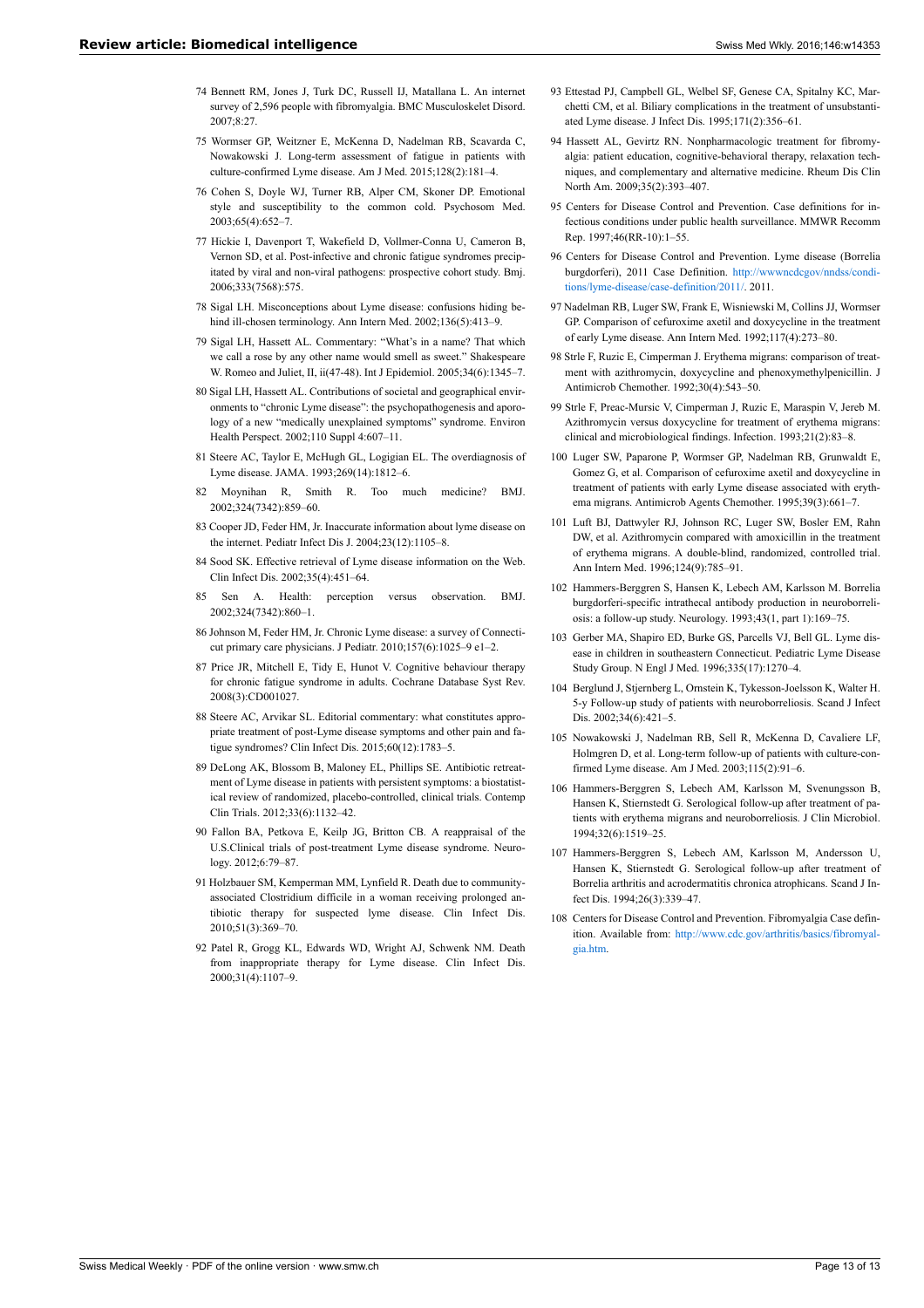74 Bennett RM, Jones J, Turk DC, Russell IJ, Matallana L. An internet survey of 2,596 people with fibromyalgia. BMC Musculoskelet Disord. 2007;8:27.

75 Wormser GP, Weitzner E, McKenna D, Nadelman RB, Scavarda C, Nowakowski J. Long-term assessment of fatigue in patients with culture-confirmed Lyme disease. Am J Med. 2015;128(2):181–4.

76 Cohen S, Doyle WJ, Turner RB, Alper CM, Skoner DP. Emotional style and susceptibility to the common cold. Psychosom Med. 2003;65(4):652–7.

77 Hickie I, Davenport T, Wakefield D, Vollmer-Conna U, Cameron B, Vernon SD, et al. Post-infective and chronic fatigue syndromes precipitated by viral and non-viral pathogens: prospective cohort study. Bmj. 2006;333(7568):575.

78 Sigal LH. Misconceptions about Lyme disease: confusions hiding behind ill-chosen terminology. Ann Intern Med. 2002;136(5):413–9.

79 Sigal LH, Hassett AL. Commentary: "What's in a name? That which we call a rose by any other name would smell as sweet." Shakespeare W. Romeo and Juliet, II, ii(47-48). Int J Epidemiol. 2005;34(6):1345–7.

80 Sigal LH, Hassett AL. Contributions of societal and geographical environments to "chronic Lyme disease": the psychopathogenesis and aporology of a new "medically unexplained symptoms" syndrome. Environ Health Perspect. 2002;110 Suppl 4:607–11.

81 Steere AC, Taylor E, McHugh GL, Logigian EL. The overdiagnosis of Lyme disease. JAMA. 1993;269(14):1812–6.

82 Moynihan R, Smith R. Too much medicine? BMJ. 2002;324(7342):859–60.

83 Cooper JD, Feder HM, Jr. Inaccurate information about lyme disease on the internet. Pediatr Infect Dis J. 2004;23(12):1105–8.

84 Sood SK. Effective retrieval of Lyme disease information on the Web. Clin Infect Dis. 2002;35(4):451–64.

85 Sen A. Health: perception versus observation. BMJ. 2002;324(7342):860–1.

86 Johnson M, Feder HM, Jr. Chronic Lyme disease: a survey of Connecticut primary care physicians. J Pediatr. 2010;157(6):1025–9 e1–2.

87 Price JR, Mitchell E, Tidy E, Hunot V. Cognitive behaviour therapy for chronic fatigue syndrome in adults. Cochrane Database Syst Rev. 2008(3):CD001027.

88 Steere AC, Arvikar SL. Editorial commentary: what constitutes appropriate treatment of post-Lyme disease symptoms and other pain and fatigue syndromes? Clin Infect Dis. 2015;60(12):1783–5.

89 DeLong AK, Blossom B, Maloney EL, Phillips SE. Antibiotic retreatment of Lyme disease in patients with persistent symptoms: a biostatistical review of randomized, placebo-controlled, clinical trials. Contemp Clin Trials. 2012;33(6):1132–42.

90 Fallon BA, Petkova E, Keilp JG, Britton CB. A reappraisal of the U.S.Clinical trials of post-treatment Lyme disease syndrome. Neurology. 2012;6:79–87.

91 Holzbauer SM, Kemperman MM, Lynfield R. Death due to community-associated Clostridium difficile in a woman receiving prolonged antibiotic therapy for suspected lyme disease. Clin Infect Dis. 2010;51(3):369–70.

92 Patel R, Grogg KL, Edwards WD, Wright AJ, Schwenk NM. Death from inappropriate therapy for Lyme disease. Clin Infect Dis. 2000;31(4):1107–9.

93 Ettestad PJ, Campbell GL, Welbel SF, Genese CA, Spitalny KC, Marchetti CM, et al. Biliary complications in the treatment of unsubstantiated Lyme disease. J Infect Dis. 1995;171(2):356–61.

94 Hassett AL, Gevirtz RN. Nonpharmacologic treatment for fibromyalgia: patient education, cognitive-behavioral therapy, relaxation techniques, and complementary and alternative medicine. Rheum Dis Clin North Am. 2009;35(2):393–407.

95 Centers for Disease Control and Prevention. Case definitions for infectious conditions under public health surveillance. MMWR Recomm Rep. 1997;46(RR-10):1–55.

96 Centers for Disease Control and Prevention. Lyme disease (Borrelia burgdorferi), 2011 Case Definition. http://wwwncdcgov/nndss/conditions/lyme-disease/case-definition/2011/. 2011.

97 Nadelman RB, Luger SW, Frank E, Wisniewski M, Collins JJ, Wormser GP. Comparison of cefuroxime axetil and doxycycline in the treatment of early Lyme disease. Ann Intern Med. 1992;117(4):273–80.

98 Strle F, Ruzic E, Cimperman J. Erythema migrans: comparison of treatment with azithromycin, doxycycline and phenoxymethylpenicillin. J Antimicrob Chemother. 1992;30(4):543–50.

99 Strle F, Preac-Mursic V, Cimperman J, Ruzic E, Maraspin V, Jereb M. Azithromycin versus doxycycline for treatment of erythema migrans: clinical and microbiological findings. Infection. 1993;21(2):83–8.

100 Luger SW, Paparone P, Wormser GP, Nadelman RB, Grunwaldt E, Gomez G, et al. Comparison of cefuroxime axetil and doxycycline in treatment of patients with early Lyme disease associated with erythema migrans. Antimicrob Agents Chemother. 1995;39(3):661–7.

101 Luft BJ, Dattwyler RJ, Johnson RC, Luger SW, Bosler EM, Rahn DW, et al. Azithromycin compared with amoxicillin in the treatment of erythema migrans. A double-blind, randomized, controlled trial. Ann Intern Med. 1996;124(9):785–91.

102 Hammers-Berggren S, Hansen K, Lebech AM, Karlsson M. Borrelia burgdorferi-specific intrathecal antibody production in neuroborreliosis: a follow-up study. Neurology. 1993;43(1, part 1):169–75.

103 Gerber MA, Shapiro ED, Burke GS, Parcells VJ, Bell GL. Lyme disease in children in southeastern Connecticut. Pediatric Lyme Disease Study Group. N Engl J Med. 1996;335(17):1270–4.

104 Berglund J, Stjernberg L, Ornstein K, Tykesson-Joelsson K, Walter H. 5-y Follow-up study of patients with neuroborreliosis. Scand J Infect Dis. 2002;34(6):421–5.

105 Nowakowski J, Nadelman RB, Sell R, McKenna D, Cavaliere LF, Holmgren D, et al. Long-term follow-up of patients with culture-confirmed Lyme disease. Am J Med. 2003;115(2):91–6.

106 Hammers-Berggren S, Lebech AM, Karlsson M, Svenungsson B, Hansen K, Stiernstedt G. Serological follow-up after treatment of patients with erythema migrans and neuroborreliosis. J Clin Microbiol. 1994;32(6):1519–25.

107 Hammers-Berggren S, Lebech AM, Karlsson M, Andersson U, Hansen K, Stiernstedt G. Serological follow-up after treatment of Borrelia arthritis and acrodermatitis chronica atrophicans. Scand J Infect Dis. 1994;26(3):339–47.

108 Centers for Disease Control and Prevention. Fibromyalgia Case definition. Available from: http://www.cdc.gov/arthritis/basics/fibromyalgia.htm.